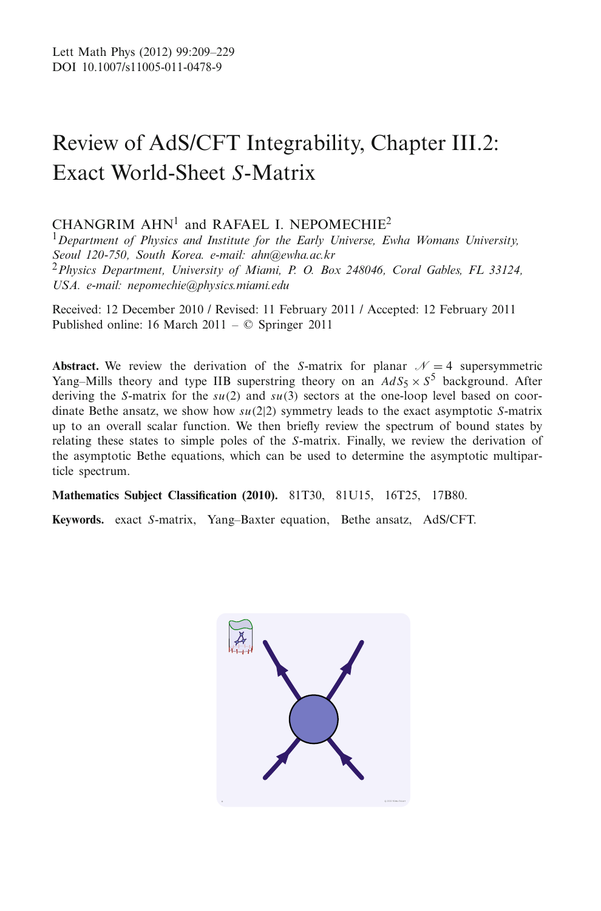Lett Math Phys (2012) 99:209–229
DOI 10.1007/s11005-011-0478-9

# Review of AdS/CFT Integrability, Chapter III.2: Exact World-Sheet $S$-Matrix

CHANGRIM AHN[1] and RAFAEL I. NEPOMECHIE[2]

[1] *Department of Physics and Institute for the Early Universe, Ewha Womans University, Seoul 120-750, South Korea. e-mail: ahn@ewha.ac.kr*

[2] *Physics Department, University of Miami, P. O. Box 248046, Coral Gables, FL 33124, USA. e-mail: nepomechie@physics.miami.edu*

Received: 12 December 2010 / Revised: 11 February 2011 / Accepted: 12 February 2011
Published online: 16 March 2011 – © Springer 2011

**Abstract.** We review the derivation of the $S$-matrix for planar $\mathcal{N} = 4$ supersymmetric Yang–Mills theory and type IIB superstring theory on an $AdS_5 \times S^5$ background. After deriving the $S$-matrix for the $su(2)$ and $su(3)$ sectors at the one-loop level based on coordinate Bethe ansatz, we show how $su(2|2)$ symmetry leads to the exact asymptotic $S$-matrix up to an overall scalar function. We then briefly review the spectrum of bound states by relating these states to simple poles of the $S$-matrix. Finally, we review the derivation of the asymptotic Bethe equations, which can be used to determine the asymptotic multiparticle spectrum.

**Mathematics Subject Classification (2010).** 81T30, 81U15, 16T25, 17B80.

**Keywords.** exact $S$-matrix, Yang–Baxter equation, Bethe ansatz, AdS/CFT.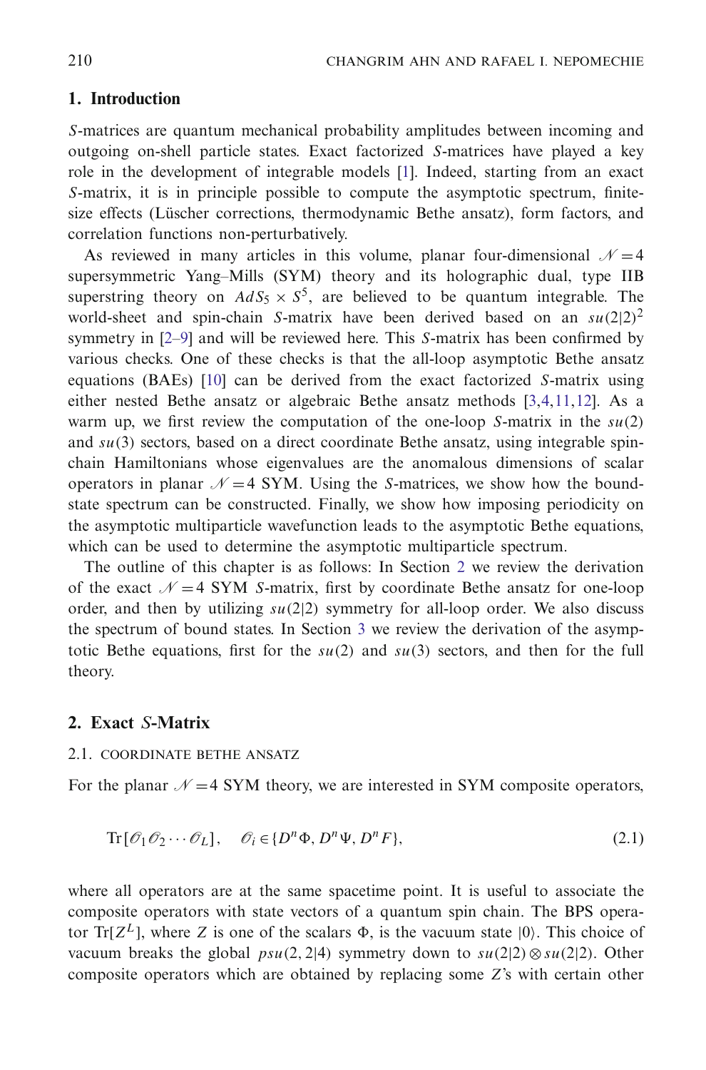## 1. Introduction

*S*-matrices are quantum mechanical probability amplitudes between incoming and outgoing on-shell particle states. Exact factorized *S*-matrices have played a key role in the development of integrable models [1]. Indeed, starting from an exact *S*-matrix, it is in principle possible to compute the asymptotic spectrum, finite-size effects (Lüscher corrections, thermodynamic Bethe ansatz), form factors, and correlation functions non-perturbatively.

As reviewed in many articles in this volume, planar four-dimensional $\mathcal{N}=4$ supersymmetric Yang–Mills (SYM) theory and its holographic dual, type IIB superstring theory on $AdS_5\times S^5$, are believed to be quantum integrable. The world-sheet and spin-chain *S*-matrix have been derived based on an $su(2|2)^2$ symmetry in [2–9] and will be reviewed here. This *S*-matrix has been confirmed by various checks. One of these checks is that the all-loop asymptotic Bethe ansatz equations (BAEs) [10] can be derived from the exact factorized *S*-matrix using either nested Bethe ansatz or algebraic Bethe ansatz methods [3,4,11,12]. As a warm up, we first review the computation of the one-loop *S*-matrix in the $su(2)$ and $su(3)$ sectors, based on a direct coordinate Bethe ansatz, using integrable spin-chain Hamiltonians whose eigenvalues are the anomalous dimensions of scalar operators in planar $\mathcal{N}=4$ SYM. Using the *S*-matrices, we show how the bound-state spectrum can be constructed. Finally, we show how imposing periodicity on the asymptotic multiparticle wavefunction leads to the asymptotic Bethe equations, which can be used to determine the asymptotic multiparticle spectrum.

The outline of this chapter is as follows: In Section 2 we review the derivation of the exact $\mathcal{N}=4$ SYM *S*-matrix, first by coordinate Bethe ansatz for one-loop order, and then by utilizing $su(2|2)$ symmetry for all-loop order. We also discuss the spectrum of bound states. In Section 3 we review the derivation of the asymptotic Bethe equations, first for the $su(2)$ and $su(3)$ sectors, and then for the full theory.

## 2. Exact *S*-Matrix

### 2.1. Coordinate Bethe Ansatz

For the planar $\mathcal{N}=4$ SYM theory, we are interested in SYM composite operators,

$$\mathrm{Tr}[\mathcal{O}_1\mathcal{O}_2\cdots\mathcal{O}_L],\quad \mathcal{O}_i\in\{D^n\Phi, D^n\Psi, D^nF\},\tag{2.1}$$

where all operators are at the same spacetime point. It is useful to associate the composite operators with state vectors of a quantum spin chain. The BPS operator $\mathrm{Tr}[Z^L]$, where $Z$ is one of the scalars $\Phi$, is the vacuum state $|0\rangle$. This choice of vacuum breaks the global $psu(2,2|4)$ symmetry down to $su(2|2)\otimes su(2|2)$. Other composite operators which are obtained by replacing some $Z$'s with certain other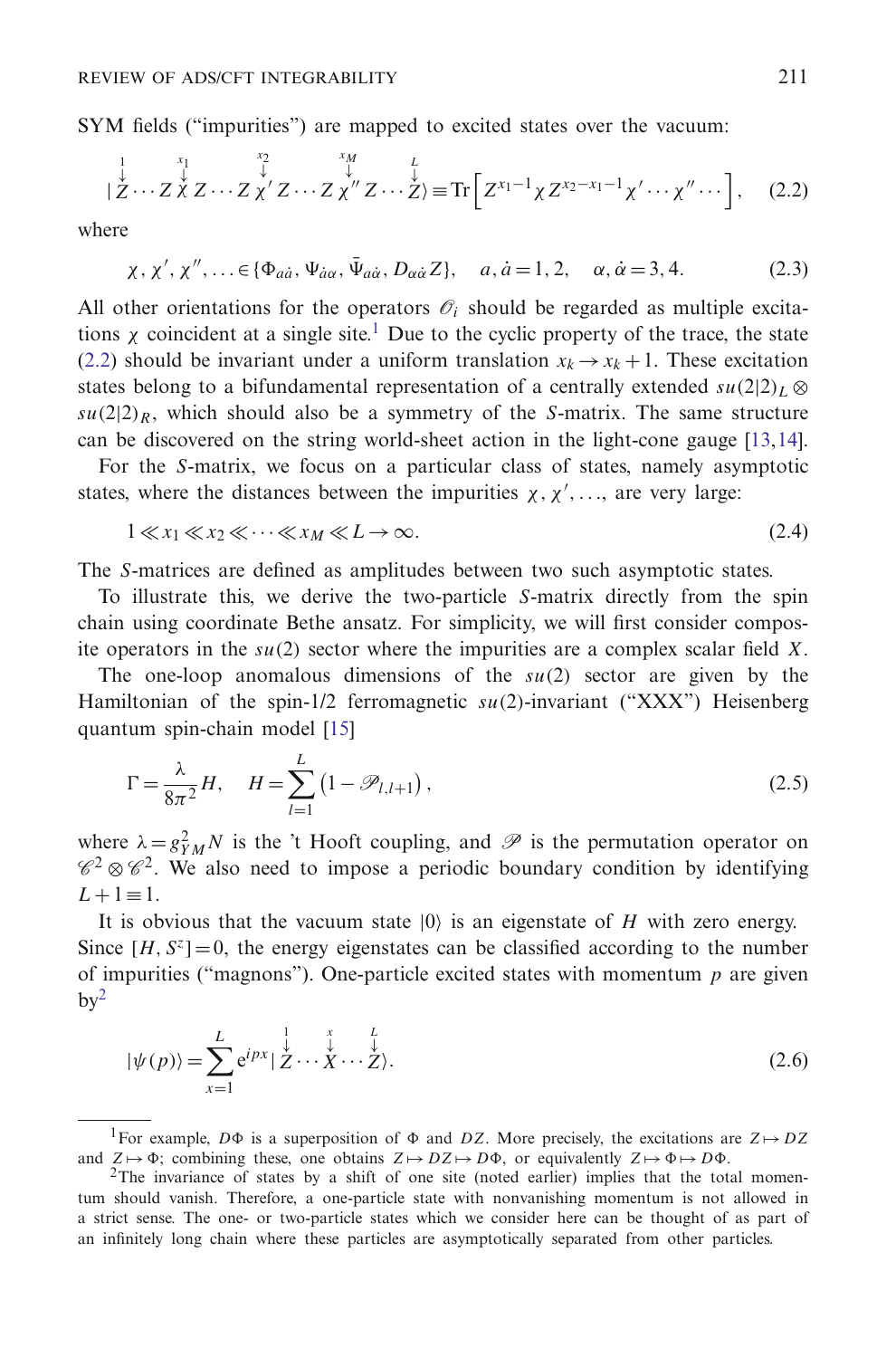SYM fields ("impurities") are mapped to excited states over the vacuum:

$$|\overset{1}{\downarrow}{Z}\cdots Z\overset{x_1}{\downarrow}{\chi} Z\cdots Z\overset{x_2}{\downarrow}{\chi'} Z\cdots Z\overset{x_M}{\downarrow}{\chi''} Z\cdots \overset{L}{\downarrow}{Z}\rangle \equiv \mathrm{Tr}\Big[Z^{x_1-1}\chi Z^{x_2-x_1-1}\chi'\cdots\chi''\cdots\Big], \quad (2.2)$$

where

$$\chi,\chi',\chi'',\ldots\in\{\Phi_{a\dot{a}},\Psi_{\dot{a}\alpha},\bar{\Psi}_{a\dot{\alpha}},D_{\alpha\dot{\alpha}}Z\},\quad a,\dot{a}=1,2,\quad \alpha,\dot{\alpha}=3,4. \quad (2.3)$$

All other orientations for the operators $\mathscr{O}_i$ should be regarded as multiple excitations $\chi$ coincident at a single site.[1] Due to the cyclic property of the trace, the state (2.2) should be invariant under a uniform translation $x_k \to x_k+1$. These excitation states belong to a bifundamental representation of a centrally extended $su(2|2)_L \otimes su(2|2)_R$, which should also be a symmetry of the $S$-matrix. The same structure can be discovered on the string world-sheet action in the light-cone gauge [13,14].

For the $S$-matrix, we focus on a particular class of states, namely asymptotic states, where the distances between the impurities $\chi,\chi',\ldots$, are very large:

$$1\ll x_1\ll x_2\ll\cdots\ll x_M\ll L\to\infty. \quad (2.4)$$

The $S$-matrices are defined as amplitudes between two such asymptotic states.

To illustrate this, we derive the two-particle $S$-matrix directly from the spin chain using coordinate Bethe ansatz. For simplicity, we will first consider composite operators in the $su(2)$ sector where the impurities are a complex scalar field $X$.

The one-loop anomalous dimensions of the $su(2)$ sector are given by the Hamiltonian of the spin-1/2 ferromagnetic $su(2)$-invariant ("XXX") Heisenberg quantum spin-chain model [15]

$$\Gamma=\frac{\lambda}{8\pi^2}H,\quad H=\sum_{l=1}^{L}\left(1-\mathscr{P}_{l,l+1}\right), \quad (2.5)$$

where $\lambda=g_{YM}^2N$ is the 't Hooft coupling, and $\mathscr{P}$ is the permutation operator on $\mathscr{C}^2\otimes\mathscr{C}^2$. We also need to impose a periodic boundary condition by identifying $L+1\equiv 1$.

It is obvious that the vacuum state $|0\rangle$ is an eigenstate of $H$ with zero energy. Since $[H,S^z]=0$, the energy eigenstates can be classified according to the number of impurities ("magnons"). One-particle excited states with momentum $p$ are given by[2]

$$|\psi(p)\rangle=\sum_{x=1}^{L}\mathrm{e}^{ipx}|\overset{1}{\downarrow}{Z}\cdots\overset{x}{\downarrow}{X}\cdots\overset{L}{\downarrow}{Z}\rangle. \quad (2.6)$$

---

[1] For example, $D\Phi$ is a superposition of $\Phi$ and $DZ$. More precisely, the excitations are $Z\mapsto DZ$ and $Z\mapsto\Phi$; combining these, one obtains $Z\mapsto DZ\mapsto D\Phi$, or equivalently $Z\mapsto\Phi\mapsto D\Phi$.

[2] The invariance of states by a shift of one site (noted earlier) implies that the total momentum should vanish. Therefore, a one-particle state with nonvanishing momentum is not allowed in a strict sense. The one- or two-particle states which we consider here can be thought of as part of an infinitely long chain where these particles are asymptotically separated from other particles.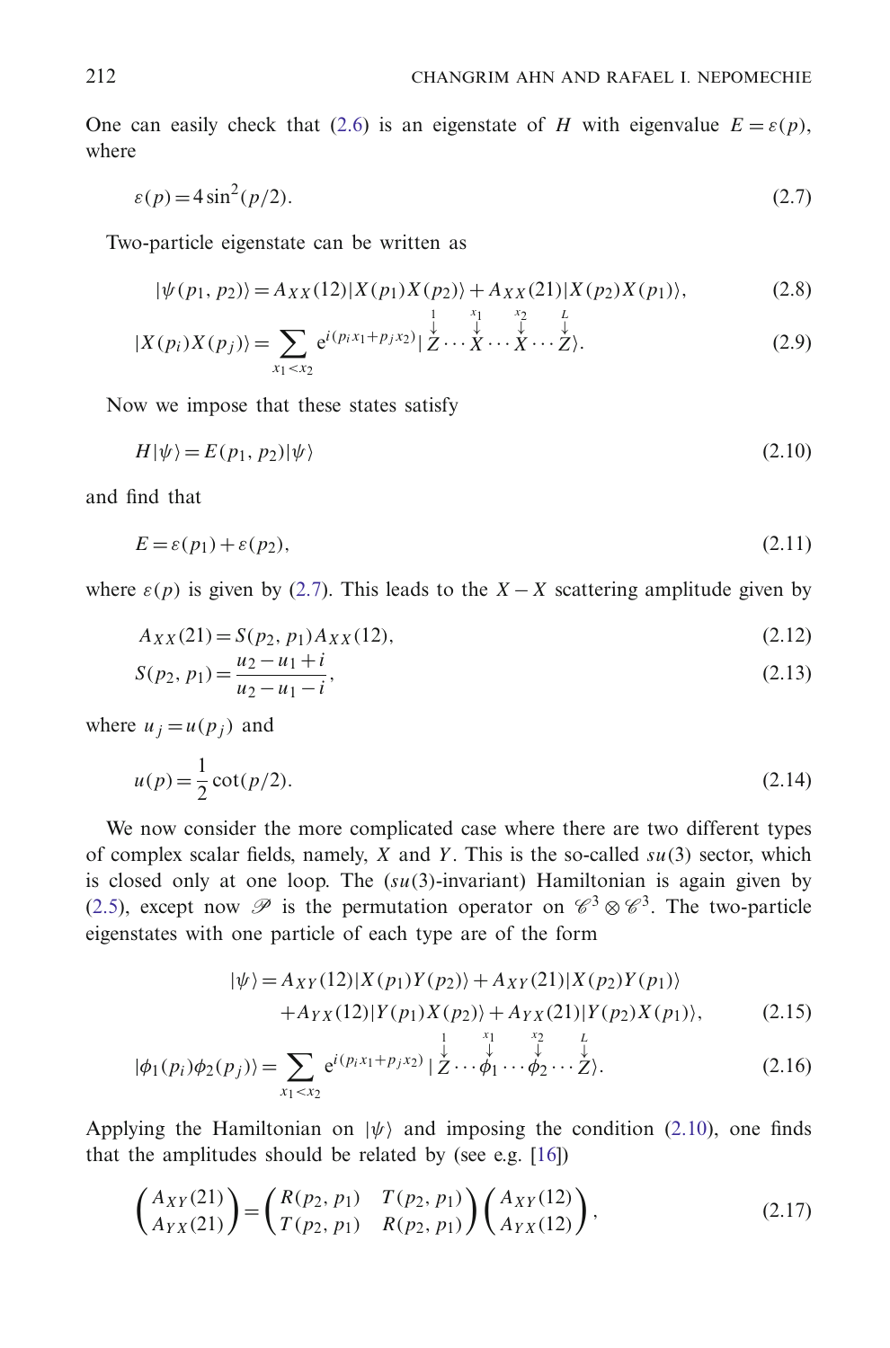One can easily check that (2.6) is an eigenstate of $H$ with eigenvalue $E = \varepsilon(p)$, where

$$\varepsilon(p) = 4\sin^2(p/2). \tag{2.7}$$

Two-particle eigenstate can be written as

$$|\psi(p_1, p_2)\rangle = A_{XX}(12)|X(p_1)X(p_2)\rangle + A_{XX}(21)|X(p_2)X(p_1)\rangle, \tag{2.8}$$

$$|X(p_i)X(p_j)\rangle = \sum_{x_1<x_2} \mathrm{e}^{i(p_i x_1 + p_j x_2)} |\overset{1}{\underset{\downarrow}{}}Z \cdots \overset{x_1}{\underset{\downarrow}{}}X \cdots \overset{x_2}{\underset{\downarrow}{}}X \cdots \overset{L}{\underset{\downarrow}{}}Z\rangle. \tag{2.9}$$

Now we impose that these states satisfy

$$H|\psi\rangle = E(p_1, p_2)|\psi\rangle \tag{2.10}$$

and find that

$$E = \varepsilon(p_1) + \varepsilon(p_2), \tag{2.11}$$

where $\varepsilon(p)$ is given by (2.7). This leads to the $X - X$ scattering amplitude given by

$$A_{XX}(21) = S(p_2, p_1)A_{XX}(12), \tag{2.12}$$

$$S(p_2, p_1) = \frac{u_2 - u_1 + i}{u_2 - u_1 - i}, \tag{2.13}$$

where $u_j = u(p_j)$ and

$$u(p) = \frac{1}{2}\cot(p/2). \tag{2.14}$$

We now consider the more complicated case where there are two different types of complex scalar fields, namely, $X$ and $Y$. This is the so-called $su(3)$ sector, which is closed only at one loop. The ($su(3)$-invariant) Hamiltonian is again given by (2.5), except now $\mathscr{P}$ is the permutation operator on $\mathscr{C}^3 \otimes \mathscr{C}^3$. The two-particle eigenstates with one particle of each type are of the form

$$\begin{aligned}|\psi\rangle = &A_{XY}(12)|X(p_1)Y(p_2)\rangle + A_{XY}(21)|X(p_2)Y(p_1)\rangle \\ &+ A_{YX}(12)|Y(p_1)X(p_2)\rangle + A_{YX}(21)|Y(p_2)X(p_1)\rangle,\end{aligned} \tag{2.15}$$

$$|\phi_1(p_i)\phi_2(p_j)\rangle = \sum_{x_1<x_2} \mathrm{e}^{i(p_i x_1 + p_j x_2)} |\overset{1}{\underset{\downarrow}{}}Z \cdots \overset{x_1}{\underset{\downarrow}{}}\phi_1 \cdots \overset{x_2}{\underset{\downarrow}{}}\phi_2 \cdots \overset{L}{\underset{\downarrow}{}}Z\rangle. \tag{2.16}$$

Applying the Hamiltonian on $|\psi\rangle$ and imposing the condition (2.10), one finds that the amplitudes should be related by (see e.g. [16])

$$\begin{pmatrix} A_{XY}(21) \\ A_{YX}(21) \end{pmatrix} = \begin{pmatrix} R(p_2, p_1) & T(p_2, p_1) \\ T(p_2, p_1) & R(p_2, p_1) \end{pmatrix} \begin{pmatrix} A_{XY}(12) \\ A_{YX}(12) \end{pmatrix}, \tag{2.17}$$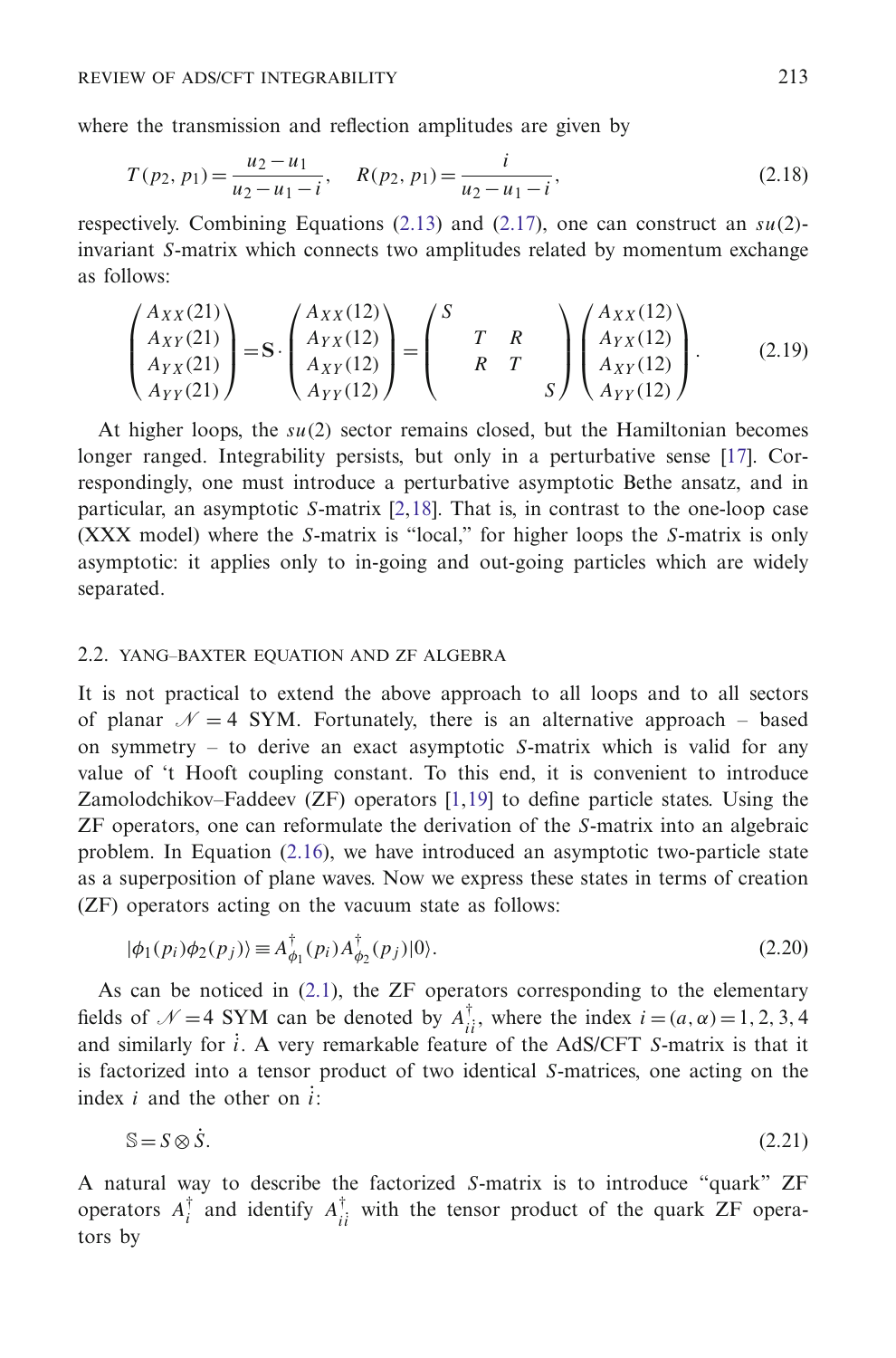where the transmission and reflection amplitudes are given by

$$T(p_2, p_1) = \frac{u_2 - u_1}{u_2 - u_1 - i}, \quad R(p_2, p_1) = \frac{i}{u_2 - u_1 - i}, \tag{2.18}$$

respectively. Combining Equations (2.13) and (2.17), one can construct an $su(2)$-invariant $S$-matrix which connects two amplitudes related by momentum exchange as follows:

$$\begin{pmatrix} A_{XX}(21) \\ A_{XY}(21) \\ A_{YX}(21) \\ A_{YY}(21) \end{pmatrix} = \mathbf{S} \cdot \begin{pmatrix} A_{XX}(12) \\ A_{YX}(12) \\ A_{XY}(12) \\ A_{YY}(12) \end{pmatrix} = \begin{pmatrix} S & & & \\ & T & R & \\ & R & T & \\ & & & S \end{pmatrix} \begin{pmatrix} A_{XX}(12) \\ A_{YX}(12) \\ A_{XY}(12) \\ A_{YY}(12) \end{pmatrix}. \tag{2.19}$$

At higher loops, the $su(2)$ sector remains closed, but the Hamiltonian becomes longer ranged. Integrability persists, but only in a perturbative sense [17]. Correspondingly, one must introduce a perturbative asymptotic Bethe ansatz, and in particular, an asymptotic $S$-matrix [2,18]. That is, in contrast to the one-loop case (XXX model) where the $S$-matrix is "local," for higher loops the $S$-matrix is only asymptotic: it applies only to in-going and out-going particles which are widely separated.

## 2.2. Yang–Baxter equation and ZF algebra

It is not practical to extend the above approach to all loops and to all sectors of planar $\mathcal{N} = 4$ SYM. Fortunately, there is an alternative approach – based on symmetry – to derive an exact asymptotic $S$-matrix which is valid for any value of 't Hooft coupling constant. To this end, it is convenient to introduce Zamolodchikov–Faddeev (ZF) operators [1,19] to define particle states. Using the ZF operators, one can reformulate the derivation of the $S$-matrix into an algebraic problem. In Equation (2.16), we have introduced an asymptotic two-particle state as a superposition of plane waves. Now we express these states in terms of creation (ZF) operators acting on the vacuum state as follows:

$$|\phi_1(p_i)\phi_2(p_j)\rangle \equiv A^\dagger_{\phi_1}(p_i) A^\dagger_{\phi_2}(p_j)|0\rangle. \tag{2.20}$$

As can be noticed in (2.1), the ZF operators corresponding to the elementary fields of $\mathcal{N} = 4$ SYM can be denoted by $A^\dagger_{i\dot{i}}$, where the index $i = (a, \alpha) = 1, 2, 3, 4$ and similarly for $\dot{i}$. A very remarkable feature of the AdS/CFT $S$-matrix is that it is factorized into a tensor product of two identical $S$-matrices, one acting on the index $i$ and the other on $\dot{i}$:

$$\mathbb{S} = S \otimes \dot{S}. \tag{2.21}$$

A natural way to describe the factorized $S$-matrix is to introduce "quark" ZF operators $A^\dagger_i$ and identify $A^\dagger_{i\dot{i}}$ with the tensor product of the quark ZF operators by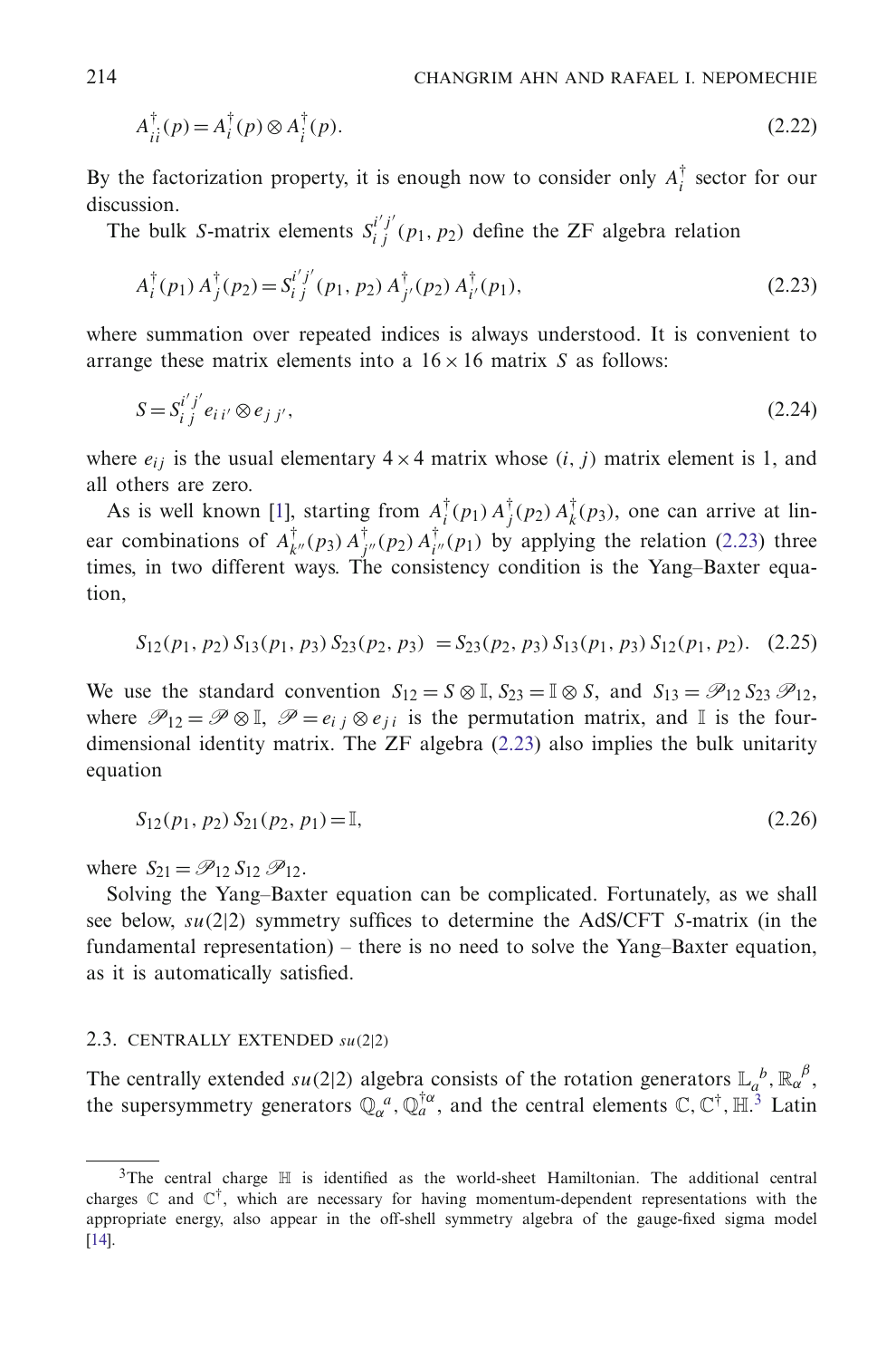$$A^{\dagger}_{i\dot{i}}(p) = A^{\dagger}_{i}(p) \otimes A^{\dagger}_{\dot{i}}(p). \tag{2.22}$$

By the factorization property, it is enough now to consider only $A^{\dagger}_{i}$ sector for our discussion.

The bulk $S$-matrix elements $S_{i\,j}^{i'\,j'}(p_1, p_2)$ define the ZF algebra relation

$$A^{\dagger}_{i}(p_1)\, A^{\dagger}_{j}(p_2) = S_{i\,j}^{i'\,j'}(p_1, p_2)\, A^{\dagger}_{j'}(p_2)\, A^{\dagger}_{i'}(p_1), \tag{2.23}$$

where summation over repeated indices is always understood. It is convenient to arrange these matrix elements into a $16 \times 16$ matrix $S$ as follows:

$$S = S_{i\,j}^{i'\,j'}\, e_{i\,i'} \otimes e_{j\,j'}, \tag{2.24}$$

where $e_{ij}$ is the usual elementary $4 \times 4$ matrix whose $(i, j)$ matrix element is 1, and all others are zero.

As is well known [1], starting from $A^{\dagger}_{i}(p_1)\, A^{\dagger}_{j}(p_2)\, A^{\dagger}_{k}(p_3)$, one can arrive at linear combinations of $A^{\dagger}_{k''}(p_3)\, A^{\dagger}_{j''}(p_2)\, A^{\dagger}_{i''}(p_1)$ by applying the relation (2.23) three times, in two different ways. The consistency condition is the Yang–Baxter equation,

$$S_{12}(p_1, p_2)\, S_{13}(p_1, p_3)\, S_{23}(p_2, p_3) \;= S_{23}(p_2, p_3)\, S_{13}(p_1, p_3)\, S_{12}(p_1, p_2). \tag{2.25}$$

We use the standard convention $S_{12} = S \otimes \mathbb{I}$, $S_{23} = \mathbb{I} \otimes S$, and $S_{13} = \mathscr{P}_{12}\, S_{23}\, \mathscr{P}_{12}$, where $\mathscr{P}_{12} = \mathscr{P} \otimes \mathbb{I}$, $\mathscr{P} = e_{i\,j} \otimes e_{j\,i}$ is the permutation matrix, and $\mathbb{I}$ is the four-dimensional identity matrix. The ZF algebra (2.23) also implies the bulk unitarity equation

$$S_{12}(p_1, p_2)\, S_{21}(p_2, p_1) = \mathbb{I}, \tag{2.26}$$

where $S_{21} = \mathscr{P}_{12}\, S_{12}\, \mathscr{P}_{12}$.

Solving the Yang–Baxter equation can be complicated. Fortunately, as we shall see below, $su(2|2)$ symmetry suffices to determine the AdS/CFT $S$-matrix (in the fundamental representation) – there is no need to solve the Yang–Baxter equation, as it is automatically satisfied.

### 2.3. CENTRALLY EXTENDED $su(2|2)$

The centrally extended $su(2|2)$ algebra consists of the rotation generators $\mathbb{L}_a{}^b, \mathbb{R}_\alpha{}^\beta$, the supersymmetry generators $\mathbb{Q}_\alpha{}^a, \mathbb{Q}^{\dagger\alpha}_a$, and the central elements $\mathbb{C}, \mathbb{C}^\dagger, \mathbb{H}$.[3] Latin

[3] The central charge $\mathbb{H}$ is identified as the world-sheet Hamiltonian. The additional central charges $\mathbb{C}$ and $\mathbb{C}^\dagger$, which are necessary for having momentum-dependent representations with the appropriate energy, also appear in the off-shell symmetry algebra of the gauge-fixed sigma model [14].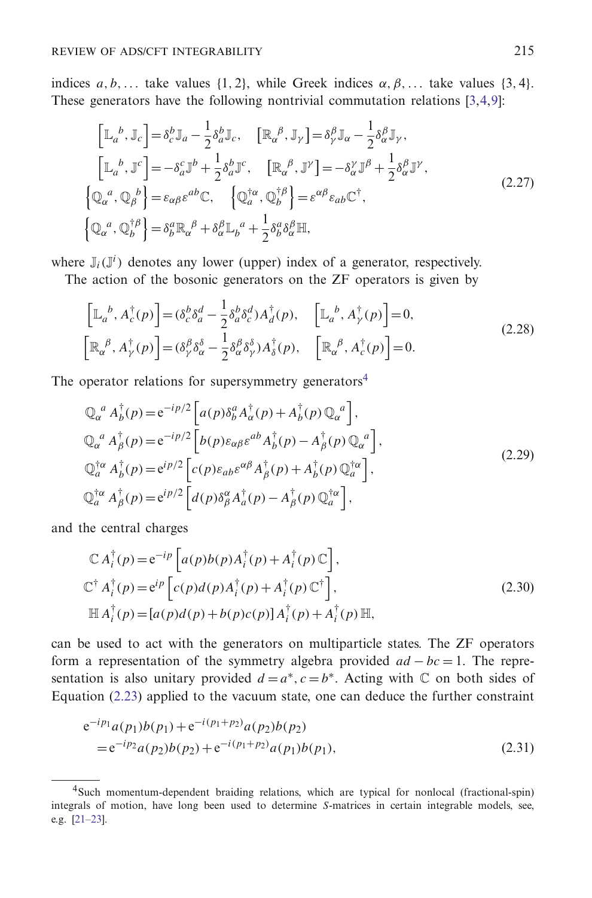indices $a, b, \ldots$ take values $\{1, 2\}$, while Greek indices $\alpha, \beta, \ldots$ take values $\{3, 4\}$. These generators have the following nontrivial commutation relations [3,4,9]:

$$
\begin{gathered}
\left[\mathbb{L}_a{}^b, \mathbb{J}_c\right] = \delta_c^b \mathbb{J}_a - \frac{1}{2}\delta_a^b \mathbb{J}_c, \quad \left[\mathbb{R}_\alpha{}^\beta, \mathbb{J}_\gamma\right] = \delta_\gamma^\beta \mathbb{J}_\alpha - \frac{1}{2}\delta_\alpha^\beta \mathbb{J}_\gamma, \\
\left[\mathbb{L}_a{}^b, \mathbb{J}^c\right] = -\delta_a^c \mathbb{J}^b + \frac{1}{2}\delta_a^b \mathbb{J}^c, \quad \left[\mathbb{R}_\alpha{}^\beta, \mathbb{J}^\gamma\right] = -\delta_\alpha^\gamma \mathbb{J}^\beta + \frac{1}{2}\delta_\alpha^\beta \mathbb{J}^\gamma, \\
\left\{\mathbb{Q}_\alpha{}^a, \mathbb{Q}_\beta{}^b\right\} = \varepsilon_{\alpha\beta}\varepsilon^{ab}\mathbb{C}, \quad \left\{\mathbb{Q}_a^{\dagger\alpha}, \mathbb{Q}_b^{\dagger\beta}\right\} = \varepsilon^{\alpha\beta}\varepsilon_{ab}\mathbb{C}^\dagger, \\
\left\{\mathbb{Q}_\alpha{}^a, \mathbb{Q}_b^{\dagger\beta}\right\} = \delta_b^a \mathbb{R}_\alpha{}^\beta + \delta_\alpha^\beta \mathbb{L}_b{}^a + \frac{1}{2}\delta_b^a \delta_\alpha^\beta \mathbb{H},
\end{gathered}
\tag{2.27}
$$

where $\mathbb{J}_i(\mathbb{J}^i)$ denotes any lower (upper) index of a generator, respectively.

The action of the bosonic generators on the ZF operators is given by

$$
\begin{gathered}
\left[\mathbb{L}_a{}^b, A_c^\dagger(p)\right] = (\delta_c^b \delta_a^d - \frac{1}{2}\delta_a^b \delta_c^d) A_d^\dagger(p), \quad \left[\mathbb{L}_a{}^b, A_\gamma^\dagger(p)\right] = 0, \\
\left[\mathbb{R}_\alpha{}^\beta, A_\gamma^\dagger(p)\right] = (\delta_\gamma^\beta \delta_\alpha^\delta - \frac{1}{2}\delta_\alpha^\beta \delta_\gamma^\delta) A_\delta^\dagger(p), \quad \left[\mathbb{R}_\alpha{}^\beta, A_c^\dagger(p)\right] = 0.
\end{gathered}
\tag{2.28}
$$

The operator relations for supersymmetry generators[4]

$$
\begin{aligned}
\mathbb{Q}_\alpha{}^a\, A_b^\dagger(p) &= \mathrm{e}^{-ip/2}\left[a(p)\delta_b^a A_\alpha^\dagger(p) + A_b^\dagger(p)\, \mathbb{Q}_\alpha{}^a\right], \\
\mathbb{Q}_\alpha{}^a\, A_\beta^\dagger(p) &= \mathrm{e}^{-ip/2}\left[b(p)\varepsilon_{\alpha\beta}\varepsilon^{ab} A_b^\dagger(p) - A_\beta^\dagger(p)\, \mathbb{Q}_\alpha{}^a\right], \\
\mathbb{Q}_a^{\dagger\alpha}\, A_b^\dagger(p) &= \mathrm{e}^{ip/2}\left[c(p)\varepsilon_{ab}\varepsilon^{\alpha\beta} A_\beta^\dagger(p) + A_b^\dagger(p)\, \mathbb{Q}_a^{\dagger\alpha}\right], \\
\mathbb{Q}_a^{\dagger\alpha}\, A_\beta^\dagger(p) &= \mathrm{e}^{ip/2}\left[d(p)\delta_\beta^\alpha A_a^\dagger(p) - A_\beta^\dagger(p)\, \mathbb{Q}_a^{\dagger\alpha}\right],
\end{aligned}
\tag{2.29}
$$

and the central charges

$$
\begin{aligned}
\mathbb{C}\, A_i^\dagger(p) &= \mathrm{e}^{-ip}\left[a(p)b(p)A_i^\dagger(p) + A_i^\dagger(p)\, \mathbb{C}\right], \\
\mathbb{C}^\dagger\, A_i^\dagger(p) &= \mathrm{e}^{ip}\left[c(p)d(p)A_i^\dagger(p) + A_i^\dagger(p)\, \mathbb{C}^\dagger\right], \\
\mathbb{H}\, A_i^\dagger(p) &= \left[a(p)d(p) + b(p)c(p)\right] A_i^\dagger(p) + A_i^\dagger(p)\, \mathbb{H},
\end{aligned}
\tag{2.30}
$$

can be used to act with the generators on multiparticle states. The ZF operators form a representation of the symmetry algebra provided $ad - bc = 1$. The representation is also unitary provided $d = a^*, c = b^*$. Acting with $\mathbb{C}$ on both sides of Equation (2.23) applied to the vacuum state, one can deduce the further constraint

$$
\begin{aligned}
&\mathrm{e}^{-ip_1}a(p_1)b(p_1) + \mathrm{e}^{-i(p_1+p_2)}a(p_2)b(p_2) \\
&\quad = \mathrm{e}^{-ip_2}a(p_2)b(p_2) + \mathrm{e}^{-i(p_1+p_2)}a(p_1)b(p_1),
\end{aligned}
\tag{2.31}
$$

---

[4] Such momentum-dependent braiding relations, which are typical for nonlocal (fractional-spin) integrals of motion, have long been used to determine $S$-matrices in certain integrable models, see, e.g. [21–23].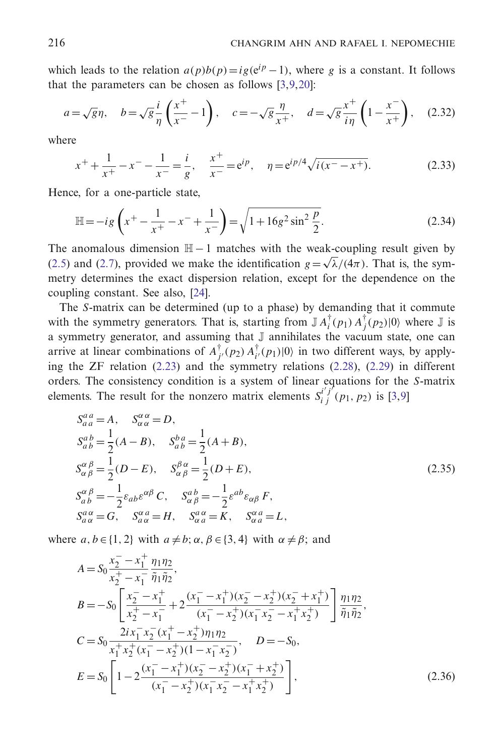which leads to the relation $a(p)b(p) = ig(e^{ip} - 1)$, where $g$ is a constant. It follows that the parameters can be chosen as follows [3,9,20]:

$$a = \sqrt{g}\eta, \quad b = \sqrt{g}\frac{i}{\eta}\left(\frac{x^+}{x^-} - 1\right), \quad c = -\sqrt{g}\frac{\eta}{x^+}, \quad d = \sqrt{g}\frac{x^+}{i\eta}\left(1 - \frac{x^-}{x^+}\right), \tag{2.32}$$

where

$$x^+ + \frac{1}{x^+} - x^- - \frac{1}{x^-} = \frac{i}{g}, \quad \frac{x^+}{x^-} = e^{ip}, \quad \eta = e^{ip/4}\sqrt{i(x^- - x^+)}. \tag{2.33}$$

Hence, for a one-particle state,

$$\mathbb{H} = -ig\left(x^+ - \frac{1}{x^+} - x^- + \frac{1}{x^-}\right) = \sqrt{1 + 16g^2 \sin^2 \frac{p}{2}}. \tag{2.34}$$

The anomalous dimension $\mathbb{H} - 1$ matches with the weak-coupling result given by (2.5) and (2.7), provided we make the identification $g = \sqrt{\lambda}/(4\pi)$. That is, the symmetry determines the exact dispersion relation, except for the dependence on the coupling constant. See also, [24].

The $S$-matrix can be determined (up to a phase) by demanding that it commute with the symmetry generators. That is, starting from $\mathbb{J}\, A_i^\dagger(p_1)\, A_j^\dagger(p_2)|0\rangle$ where $\mathbb{J}$ is a symmetry generator, and assuming that $\mathbb{J}$ annihilates the vacuum state, one can arrive at linear combinations of $A_{j'}^\dagger(p_2)\, A_{i'}^\dagger(p_1)|0\rangle$ in two different ways, by applying the ZF relation (2.23) and the symmetry relations (2.28), (2.29) in different orders. The consistency condition is a system of linear equations for the $S$-matrix elements. The result for the nonzero matrix elements $S_{i\,j}^{i'\,j'}(p_1, p_2)$ is [3,9]

$$\begin{aligned}
&S_{a\,a}^{a\,a} = A, \quad S_{\alpha\,\alpha}^{\alpha\,\alpha} = D, \\
&S_{a\,b}^{a\,b} = \frac{1}{2}(A - B), \quad S_{a\,b}^{b\,a} = \frac{1}{2}(A + B), \\
&S_{\alpha\,\beta}^{\alpha\,\beta} = \frac{1}{2}(D - E), \quad S_{\alpha\,\beta}^{\beta\,\alpha} = \frac{1}{2}(D + E), \\
&S_{a\,b}^{\alpha\,\beta} = -\frac{1}{2}\varepsilon_{ab}\varepsilon^{\alpha\beta}\, C, \quad S_{\alpha\,\beta}^{a\,b} = -\frac{1}{2}\varepsilon^{ab}\varepsilon_{\alpha\beta}\, F, \\
&S_{a\,\alpha}^{a\,\alpha} = G, \quad S_{a\,\alpha}^{\alpha\,a} = H, \quad S_{\alpha\,a}^{\alpha\,a} = K, \quad S_{\alpha\,a}^{a\,\alpha} = L,
\end{aligned} \tag{2.35}$$

where $a, b \in \{1, 2\}$ with $a \neq b$; $\alpha, \beta \in \{3, 4\}$ with $\alpha \neq \beta$; and

$$\begin{aligned}
A &= S_0 \frac{x_2^- - x_1^+}{x_2^+ - x_1^-}\frac{\eta_1\eta_2}{\tilde{\eta}_1\tilde{\eta}_2}, \\
B &= -S_0\left[\frac{x_2^- - x_1^+}{x_2^+ - x_1^-} + 2\frac{(x_1^- - x_1^+)(x_2^- - x_2^+)(x_2^- + x_1^+)}{(x_1^- - x_2^+)(x_1^- x_2^- - x_1^+ x_2^+)}\right]\frac{\eta_1\eta_2}{\tilde{\eta}_1\tilde{\eta}_2}, \\
C &= S_0 \frac{2ix_1^- x_2^-(x_1^+ - x_2^+)\eta_1\eta_2}{x_1^+ x_2^+(x_1^- - x_2^+)(1 - x_1^- x_2^-)}, \quad D = -S_0, \\
E &= S_0\left[1 - 2\frac{(x_1^- - x_1^+)(x_2^- - x_2^+)(x_1^- + x_2^+)}{(x_1^- - x_2^+)(x_1^- x_2^- - x_1^+ x_2^+)}\right],
\end{aligned} \tag{2.36}$$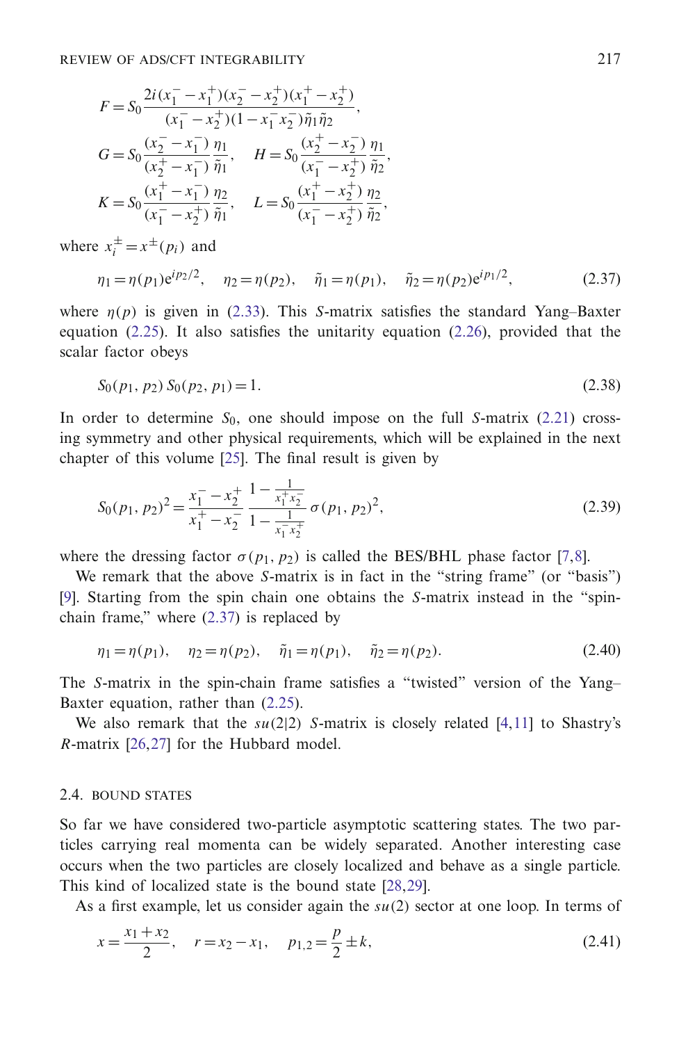$$F = S_0 \frac{2i(x_1^- - x_1^+)(x_2^- - x_2^+)(x_1^+ - x_2^+)}{(x_1^- - x_2^+)(1 - x_1^- x_2^-)\tilde{\eta}_1 \tilde{\eta}_2},$$

$$G = S_0 \frac{(x_2^- - x_1^-)}{(x_2^+ - x_1^-)} \frac{\eta_1}{\tilde{\eta}_1}, \quad H = S_0 \frac{(x_2^+ - x_2^-)}{(x_1^- - x_2^+)} \frac{\eta_1}{\tilde{\eta}_2},$$

$$K = S_0 \frac{(x_1^+ - x_1^-)}{(x_1^- - x_2^+)} \frac{\eta_2}{\tilde{\eta}_1}, \quad L = S_0 \frac{(x_1^+ - x_2^+)}{(x_1^- - x_2^+)} \frac{\eta_2}{\tilde{\eta}_2},$$

where $x_i^\pm = x^\pm(p_i)$ and

$$\eta_1 = \eta(p_1) e^{ip_2/2}, \quad \eta_2 = \eta(p_2), \quad \tilde{\eta}_1 = \eta(p_1), \quad \tilde{\eta}_2 = \eta(p_2) e^{ip_1/2}, \tag{2.37}$$

where $\eta(p)$ is given in (2.33). This $S$-matrix satisfies the standard Yang–Baxter equation (2.25). It also satisfies the unitarity equation (2.26), provided that the scalar factor obeys

$$S_0(p_1, p_2)\, S_0(p_2, p_1) = 1. \tag{2.38}$$

In order to determine $S_0$, one should impose on the full $S$-matrix (2.21) crossing symmetry and other physical requirements, which will be explained in the next chapter of this volume [25]. The final result is given by

$$S_0(p_1, p_2)^2 = \frac{x_1^- - x_2^+}{x_1^+ - x_2^-} \frac{1 - \frac{1}{x_1^+ x_2^-}}{1 - \frac{1}{x_1^- x_2^+}} \sigma(p_1, p_2)^2, \tag{2.39}$$

where the dressing factor $\sigma(p_1, p_2)$ is called the BES/BHL phase factor [7,8].

We remark that the above $S$-matrix is in fact in the "string frame" (or "basis") [9]. Starting from the spin chain one obtains the $S$-matrix instead in the "spin-chain frame," where (2.37) is replaced by

$$\eta_1 = \eta(p_1), \quad \eta_2 = \eta(p_2), \quad \tilde{\eta}_1 = \eta(p_1), \quad \tilde{\eta}_2 = \eta(p_2). \tag{2.40}$$

The $S$-matrix in the spin-chain frame satisfies a "twisted" version of the Yang–Baxter equation, rather than (2.25).

We also remark that the $su(2|2)$ $S$-matrix is closely related [4,11] to Shastry's $R$-matrix [26,27] for the Hubbard model.

### 2.4. Bound states

So far we have considered two-particle asymptotic scattering states. The two particles carrying real momenta can be widely separated. Another interesting case occurs when the two particles are closely localized and behave as a single particle. This kind of localized state is the bound state [28,29].

As a first example, let us consider again the $su(2)$ sector at one loop. In terms of

$$x = \frac{x_1 + x_2}{2}, \quad r = x_2 - x_1, \quad p_{1,2} = \frac{p}{2} \pm k, \tag{2.41}$$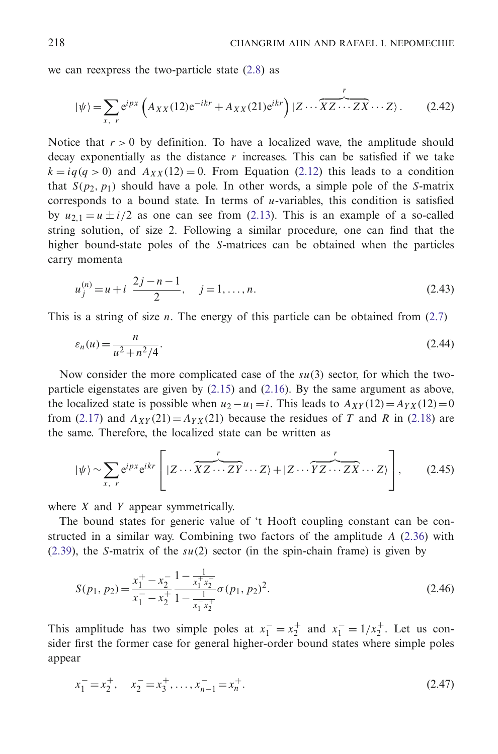we can reexpress the two-particle state (2.8) as

$$|\psi\rangle = \sum_{x,\ r} \mathrm{e}^{ipx} \left( A_{XX}(12)\mathrm{e}^{-ikr} + A_{XX}(21)\mathrm{e}^{ikr} \right) |Z \cdots \overbrace{XZ \cdots ZX}^{r} \cdots Z\rangle. \tag{2.42}$$

Notice that $r > 0$ by definition. To have a localized wave, the amplitude should decay exponentially as the distance $r$ increases. This can be satisfied if we take $k = iq(q > 0)$ and $A_{XX}(12) = 0$. From Equation (2.12) this leads to a condition that $S(p_2, p_1)$ should have a pole. In other words, a simple pole of the $S$-matrix corresponds to a bound state. In terms of $u$-variables, this condition is satisfied by $u_{2,1} = u \pm i/2$ as one can see from (2.13). This is an example of a so-called string solution, of size 2. Following a similar procedure, one can find that the higher bound-state poles of the $S$-matrices can be obtained when the particles carry momenta

$$u_j^{(n)} = u + i\ \frac{2j - n - 1}{2}, \quad j = 1, \ldots, n. \tag{2.43}$$

This is a string of size $n$. The energy of this particle can be obtained from (2.7)

$$\varepsilon_n(u) = \frac{n}{u^2 + n^2/4}. \tag{2.44}$$

Now consider the more complicated case of the $su(3)$ sector, for which the two-particle eigenstates are given by (2.15) and (2.16). By the same argument as above, the localized state is possible when $u_2 - u_1 = i$. This leads to $A_{XY}(12) = A_{YX}(12) = 0$ from (2.17) and $A_{XY}(21) = A_{YX}(21)$ because the residues of $T$ and $R$ in (2.18) are the same. Therefore, the localized state can be written as

$$|\psi\rangle \sim \sum_{x,\ r} \mathrm{e}^{ipx} \mathrm{e}^{ikr} \left[ |Z \cdots \overbrace{XZ \cdots ZY}^{r} \cdots Z\rangle + |Z \cdots \overbrace{YZ \cdots ZX}^{r} \cdots Z\rangle \right], \tag{2.45}$$

where $X$ and $Y$ appear symmetrically.

The bound states for generic value of 't Hooft coupling constant can be constructed in a similar way. Combining two factors of the amplitude $A$ (2.36) with (2.39), the $S$-matrix of the $su(2)$ sector (in the spin-chain frame) is given by

$$S(p_1, p_2) = \frac{x_1^+ - x_2^-}{x_1^- - x_2^+} \frac{1 - \frac{1}{x_1^+ x_2^-}}{1 - \frac{1}{x_1^- x_2^+}} \sigma(p_1, p_2)^2. \tag{2.46}$$

This amplitude has two simple poles at $x_1^- = x_2^+$ and $x_1^- = 1/x_2^+$. Let us consider first the former case for general higher-order bound states where simple poles appear

$$x_1^- = x_2^+, \quad x_2^- = x_3^+, \ldots, x_{n-1}^- = x_n^+. \tag{2.47}$$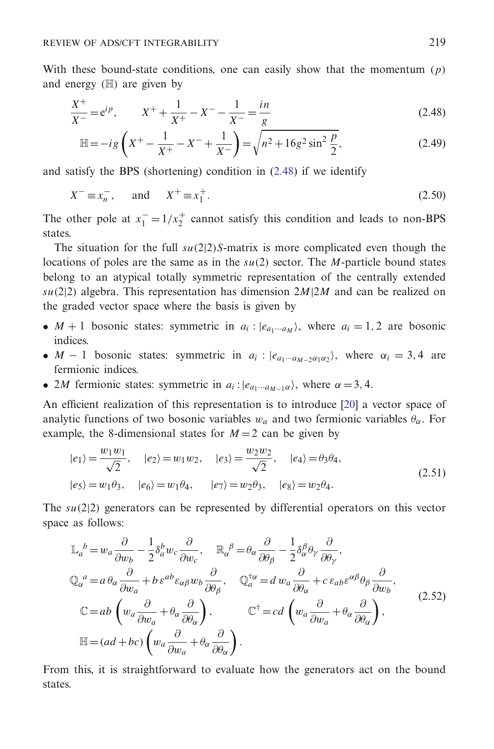With these bound-state conditions, one can easily show that the momentum ($p$) and energy ($\mathbb{H}$) are given by

$$
\frac{X^+}{X^-} = e^{ip}, \qquad X^+ + \frac{1}{X^+} - X^- - \frac{1}{X^-} = \frac{in}{g} \tag{2.48}
$$

$$
\mathbb{H} = -ig\left(X^+ - \frac{1}{X^+} - X^- + \frac{1}{X^-}\right) = \sqrt{n^2 + 16g^2 \sin^2 \frac{p}{2}}, \tag{2.49}
$$

and satisfy the BPS (shortening) condition in (2.48) if we identify

$$
X^- \equiv x_n^-, \quad \text{ and } \quad X^+ \equiv x_1^+. \tag{2.50}
$$

The other pole at $x_1^- = 1/x_2^+$ cannot satisfy this condition and leads to non-BPS states.

The situation for the full $su(2|2)S$-matrix is more complicated even though the locations of poles are the same as in the $su(2)$ sector. The $M$-particle bound states belong to an atypical totally symmetric representation of the centrally extended $su(2|2)$ algebra. This representation has dimension $2M|2M$ and can be realized on the graded vector space where the basis is given by

- $M+1$ bosonic states: symmetric in $a_i : |e_{a_1 \cdots a_M}\rangle$, where $a_i = 1, 2$ are bosonic indices.
- $M-1$ bosonic states: symmetric in $a_i : |e_{a_1 \cdots a_{M-2}\alpha_1\alpha_2}\rangle$, where $\alpha_i = 3, 4$ are fermionic indices.
- $2M$ fermionic states: symmetric in $a_i : |e_{a_1 \cdots a_{M-1}\alpha}\rangle$, where $\alpha = 3, 4$.

An efficient realization of this representation is to introduce [20] a vector space of analytic functions of two bosonic variables $w_a$ and two fermionic variables $\theta_\alpha$. For example, the 8-dimensional states for $M = 2$ can be given by

$$
\begin{aligned}
|e_1\rangle &= \frac{w_1 w_1}{\sqrt{2}}, \quad |e_2\rangle = w_1 w_2, \quad |e_3\rangle = \frac{w_2 w_2}{\sqrt{2}}, \quad |e_4\rangle = \theta_3 \theta_4, \\
|e_5\rangle &= w_1 \theta_3, \quad |e_6\rangle = w_1 \theta_4, \qquad |e_7\rangle = w_2 \theta_3, \quad |e_8\rangle = w_2 \theta_4.
\end{aligned} \tag{2.51}
$$

The $su(2|2)$ generators can be represented by differential operators on this vector space as follows:

$$
\begin{aligned}
\mathbb{L}_a{}^b &= w_a \frac{\partial}{\partial w_b} - \frac{1}{2}\delta_a^b w_c \frac{\partial}{\partial w_c}, \quad \mathbb{R}_\alpha{}^\beta = \theta_\alpha \frac{\partial}{\partial \theta_\beta} - \frac{1}{2}\delta_\alpha^\beta \theta_\gamma \frac{\partial}{\partial \theta_\gamma}, \\
\mathbb{Q}_\alpha{}^a &= a\, \theta_\alpha \frac{\partial}{\partial w_a} + b\, \varepsilon^{ab} \varepsilon_{\alpha\beta} w_b \frac{\partial}{\partial \theta_\beta}, \quad \mathbb{Q}_a^{\dagger\alpha} = d\, w_a \frac{\partial}{\partial \theta_\alpha} + c\, \varepsilon_{ab} \varepsilon^{\alpha\beta} \theta_\beta \frac{\partial}{\partial w_b}, \\
\mathbb{C} &= ab\left(w_a \frac{\partial}{\partial w_a} + \theta_\alpha \frac{\partial}{\partial \theta_\alpha}\right), \qquad \mathbb{C}^\dagger = cd\left(w_a \frac{\partial}{\partial w_a} + \theta_\alpha \frac{\partial}{\partial \theta_\alpha}\right), \\
\mathbb{H} &= (ad + bc)\left(w_a \frac{\partial}{\partial w_a} + \theta_\alpha \frac{\partial}{\partial \theta_\alpha}\right).
\end{aligned} \tag{2.52}
$$

From this, it is straightforward to evaluate how the generators act on the bound states.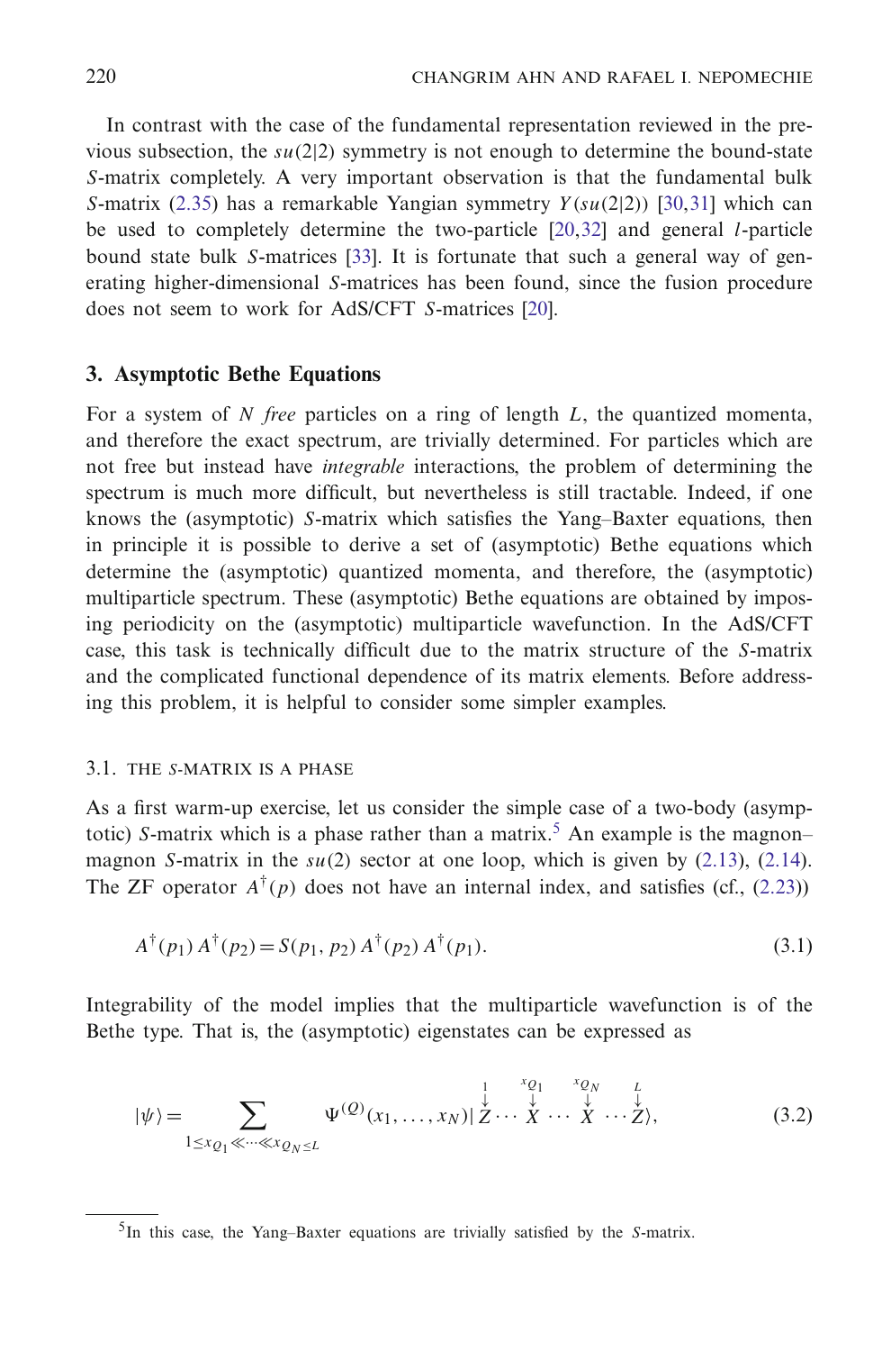In contrast with the case of the fundamental representation reviewed in the previous subsection, the $su(2|2)$ symmetry is not enough to determine the bound-state $S$-matrix completely. A very important observation is that the fundamental bulk $S$-matrix (2.35) has a remarkable Yangian symmetry $Y(su(2|2))$ [30,31] which can be used to completely determine the two-particle [20,32] and general $l$-particle bound state bulk $S$-matrices [33]. It is fortunate that such a general way of generating higher-dimensional $S$-matrices has been found, since the fusion procedure does not seem to work for AdS/CFT $S$-matrices [20].

## 3. Asymptotic Bethe Equations

For a system of $N$ *free* particles on a ring of length $L$, the quantized momenta, and therefore the exact spectrum, are trivially determined. For particles which are not free but instead have *integrable* interactions, the problem of determining the spectrum is much more difficult, but nevertheless is still tractable. Indeed, if one knows the (asymptotic) $S$-matrix which satisfies the Yang–Baxter equations, then in principle it is possible to derive a set of (asymptotic) Bethe equations which determine the (asymptotic) quantized momenta, and therefore, the (asymptotic) multiparticle spectrum. These (asymptotic) Bethe equations are obtained by imposing periodicity on the (asymptotic) multiparticle wavefunction. In the AdS/CFT case, this task is technically difficult due to the matrix structure of the $S$-matrix and the complicated functional dependence of its matrix elements. Before addressing this problem, it is helpful to consider some simpler examples.

### 3.1. THE $S$-MATRIX IS A PHASE

As a first warm-up exercise, let us consider the simple case of a two-body (asymptotic) $S$-matrix which is a phase rather than a matrix.[5] An example is the magnon–magnon $S$-matrix in the $su(2)$ sector at one loop, which is given by (2.13), (2.14). The ZF operator $A^\dagger(p)$ does not have an internal index, and satisfies (cf., (2.23))

$$A^\dagger(p_1)\, A^\dagger(p_2) = S(p_1, p_2)\, A^\dagger(p_2)\, A^\dagger(p_1). \tag{3.1}$$

Integrability of the model implies that the multiparticle wavefunction is of the Bethe type. That is, the (asymptotic) eigenstates can be expressed as

$$|\psi\rangle = \sum_{1 \le x_{Q_1} \ll \cdots \ll x_{Q_N} \le L} \Psi^{(Q)}(x_1, \ldots, x_N) | \overset{1}{\overset{\downarrow}{Z}} \cdots \overset{x_{Q_1}}{\overset{\downarrow}{X}} \cdots \overset{x_{Q_N}}{\overset{\downarrow}{X}} \cdots \overset{L}{\overset{\downarrow}{Z}} \rangle, \tag{3.2}$$

[5] In this case, the Yang–Baxter equations are trivially satisfied by the $S$-matrix.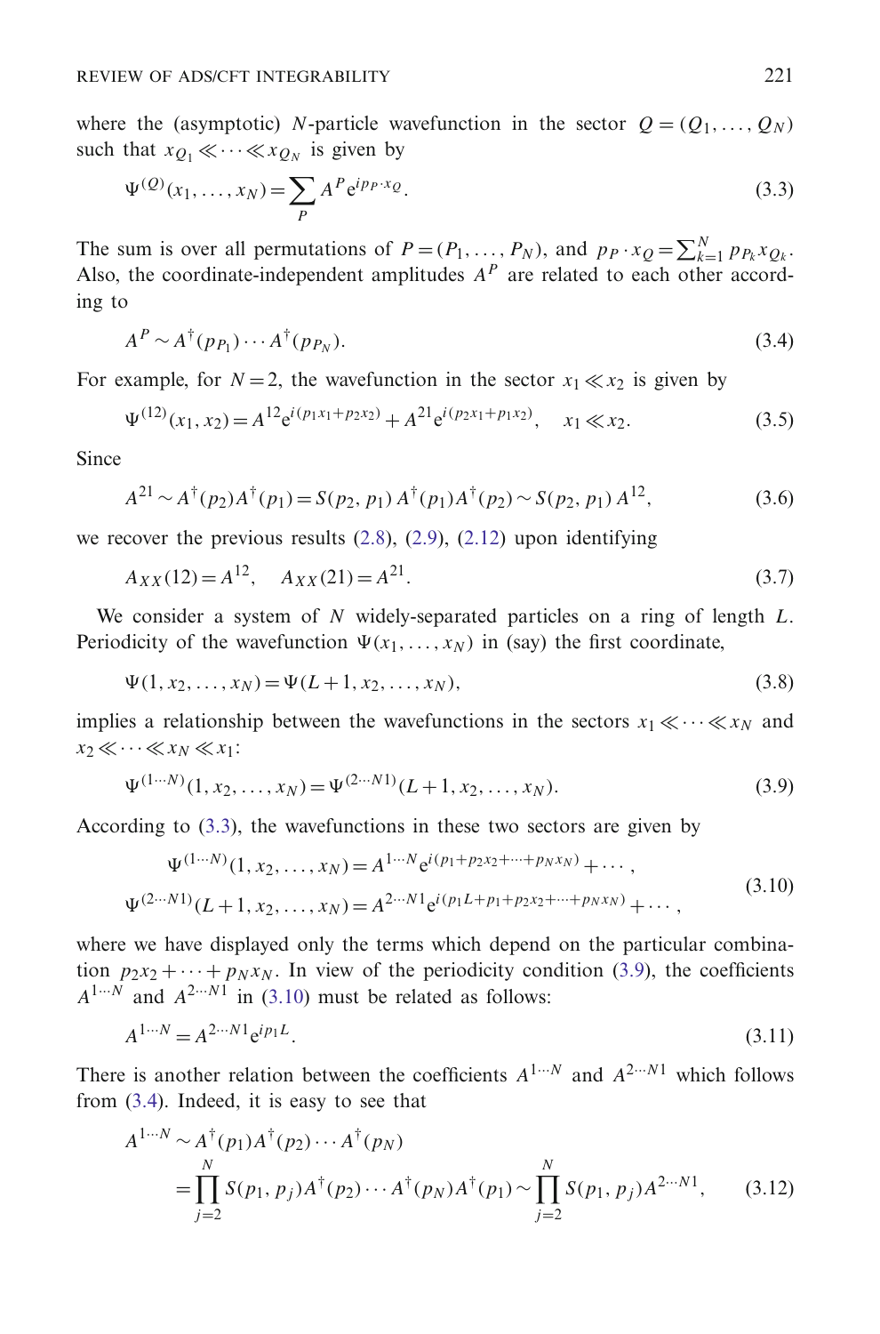where the (asymptotic) $N$-particle wavefunction in the sector $Q=(Q_1,\ldots,Q_N)$ such that $x_{Q_1}\ll\cdots\ll x_{Q_N}$ is given by

$$\Psi^{(Q)}(x_1,\ldots,x_N)=\sum_P A^P e^{ip_P\cdot x_Q}. \tag{3.3}$$

The sum is over all permutations of $P=(P_1,\ldots,P_N)$, and $p_P\cdot x_Q=\sum_{k=1}^N p_{P_k}x_{Q_k}$. Also, the coordinate-independent amplitudes $A^P$ are related to each other according to

$$A^P\sim A^\dagger(p_{P_1})\cdots A^\dagger(p_{P_N}). \tag{3.4}$$

For example, for $N=2$, the wavefunction in the sector $x_1\ll x_2$ is given by

$$\Psi^{(12)}(x_1,x_2)=A^{12}e^{i(p_1x_1+p_2x_2)}+A^{21}e^{i(p_2x_1+p_1x_2)},\quad x_1\ll x_2. \tag{3.5}$$

Since

$$A^{21}\sim A^\dagger(p_2)A^\dagger(p_1)=S(p_2,p_1)\,A^\dagger(p_1)A^\dagger(p_2)\sim S(p_2,p_1)\,A^{12}, \tag{3.6}$$

we recover the previous results (2.8), (2.9), (2.12) upon identifying

$$A_{XX}(12)=A^{12},\quad A_{XX}(21)=A^{21}. \tag{3.7}$$

We consider a system of $N$ widely-separated particles on a ring of length $L$. Periodicity of the wavefunction $\Psi(x_1,\ldots,x_N)$ in (say) the first coordinate,

$$\Psi(1,x_2,\ldots,x_N)=\Psi(L+1,x_2,\ldots,x_N), \tag{3.8}$$

implies a relationship between the wavefunctions in the sectors $x_1\ll\cdots\ll x_N$ and $x_2\ll\cdots\ll x_N\ll x_1$:

$$\Psi^{(1\cdots N)}(1,x_2,\ldots,x_N)=\Psi^{(2\cdots N1)}(L+1,x_2,\ldots,x_N). \tag{3.9}$$

According to (3.3), the wavefunctions in these two sectors are given by

$$\begin{aligned}\Psi^{(1\cdots N)}(1,x_2,\ldots,x_N)&=A^{1\cdots N}e^{i(p_1+p_2x_2+\cdots+p_Nx_N)}+\cdots,\\ \Psi^{(2\cdots N1)}(L+1,x_2,\ldots,x_N)&=A^{2\cdots N1}e^{i(p_1L+p_1+p_2x_2+\cdots+p_Nx_N)}+\cdots,\end{aligned} \tag{3.10}$$

where we have displayed only the terms which depend on the particular combination $p_2x_2+\cdots+p_Nx_N$. In view of the periodicity condition (3.9), the coefficients $A^{1\cdots N}$ and $A^{2\cdots N1}$ in (3.10) must be related as follows:

$$A^{1\cdots N}=A^{2\cdots N1}e^{ip_1L}. \tag{3.11}$$

There is another relation between the coefficients $A^{1\cdots N}$ and $A^{2\cdots N1}$ which follows from (3.4). Indeed, it is easy to see that

$$\begin{aligned}A^{1\cdots N}&\sim A^\dagger(p_1)A^\dagger(p_2)\cdots A^\dagger(p_N)\\ &=\prod_{j=2}^N S(p_1,p_j)A^\dagger(p_2)\cdots A^\dagger(p_N)A^\dagger(p_1)\sim\prod_{j=2}^N S(p_1,p_j)A^{2\cdots N1},\end{aligned} \tag{3.12}$$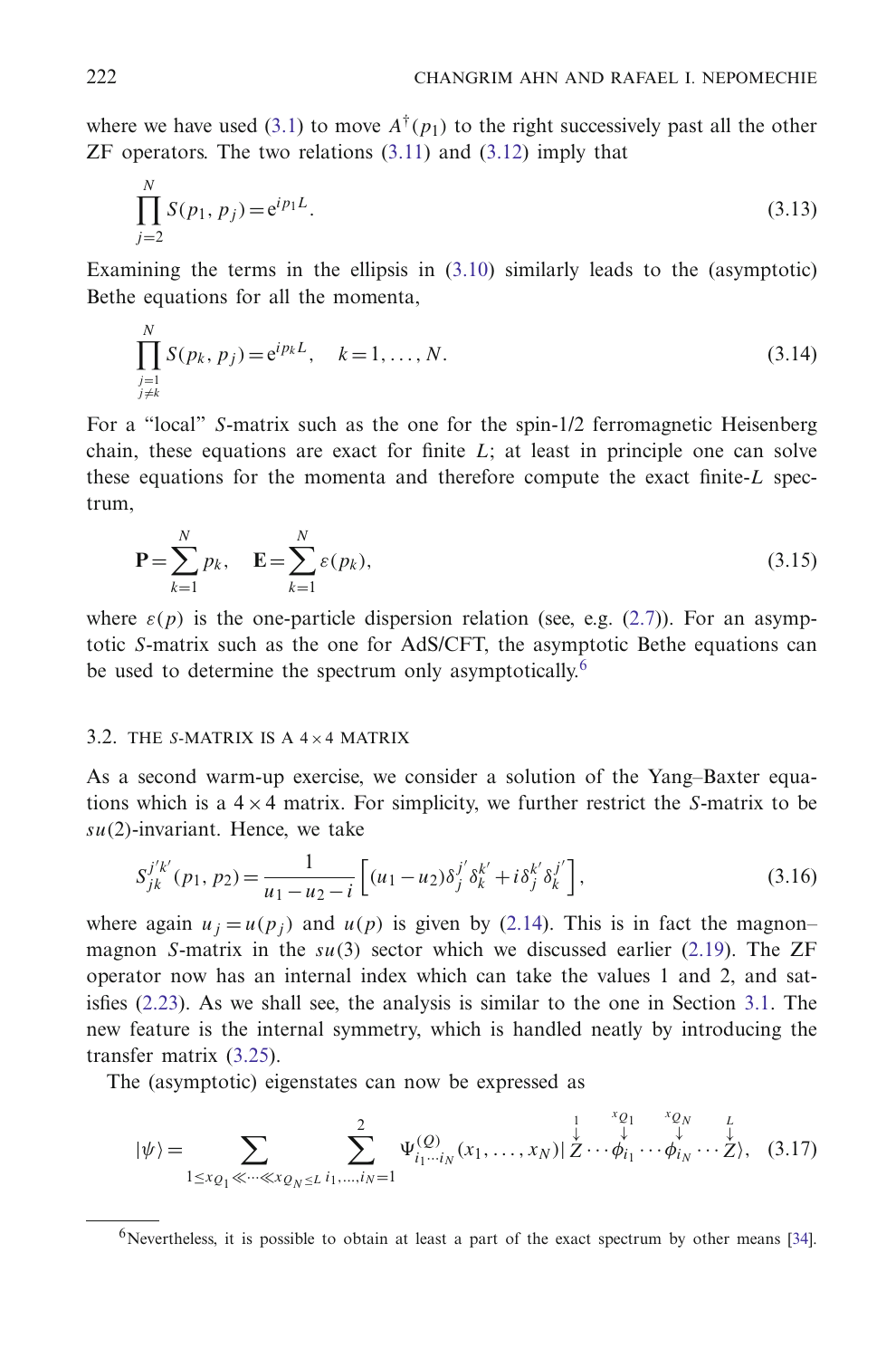where we have used (3.1) to move $A^\dagger(p_1)$ to the right successively past all the other ZF operators. The two relations (3.11) and (3.12) imply that

$$\prod_{j=2}^{N} S(p_1, p_j) = e^{ip_1 L}. \tag{3.13}$$

Examining the terms in the ellipsis in (3.10) similarly leads to the (asymptotic) Bethe equations for all the momenta,

$$\prod_{\substack{j=1\\ j\neq k}}^{N} S(p_k, p_j) = e^{ip_k L}, \quad k = 1, \ldots, N. \tag{3.14}$$

For a "local" $S$-matrix such as the one for the spin-1/2 ferromagnetic Heisenberg chain, these equations are exact for finite $L$; at least in principle one can solve these equations for the momenta and therefore compute the exact finite-$L$ spectrum,

$$\mathbf{P} = \sum_{k=1}^{N} p_k, \quad \mathbf{E} = \sum_{k=1}^{N} \varepsilon(p_k), \tag{3.15}$$

where $\varepsilon(p)$ is the one-particle dispersion relation (see, e.g. (2.7)). For an asymptotic $S$-matrix such as the one for AdS/CFT, the asymptotic Bethe equations can be used to determine the spectrum only asymptotically.[6]

### 3.2. The $S$-matrix is a $4\times 4$ matrix

As a second warm-up exercise, we consider a solution of the Yang–Baxter equations which is a $4\times 4$ matrix. For simplicity, we further restrict the $S$-matrix to be $su(2)$-invariant. Hence, we take

$$S_{jk}^{j'k'}(p_1, p_2) = \frac{1}{u_1 - u_2 - i}\left[(u_1 - u_2)\delta_j^{j'}\delta_k^{k'} + i\delta_j^{k'}\delta_k^{j'}\right], \tag{3.16}$$

where again $u_j = u(p_j)$ and $u(p)$ is given by (2.14). This is in fact the magnon–magnon $S$-matrix in the $su(3)$ sector which we discussed earlier (2.19). The ZF operator now has an internal index which can take the values 1 and 2, and satisfies (2.23). As we shall see, the analysis is similar to the one in Section 3.1. The new feature is the internal symmetry, which is handled neatly by introducing the transfer matrix (3.25).

The (asymptotic) eigenstates can now be expressed as

$$|\psi\rangle = \sum_{1\le x_{Q_1} \ll\cdots\ll x_{Q_N}\le L}\ \sum_{i_1,\ldots,i_N=1}^{2} \Psi^{(Q)}_{i_1\cdots i_N}(x_1,\ldots,x_N)|\overset{1}{\downarrow}{Z}\cdots\overset{x_{Q_1}}{\downarrow}{\phi_{i_1}}\cdots\overset{x_{Q_N}}{\downarrow}{\phi_{i_N}}\cdots\overset{L}{\downarrow}{Z}\rangle, \tag{3.17}$$

[6] Nevertheless, it is possible to obtain at least a part of the exact spectrum by other means [34].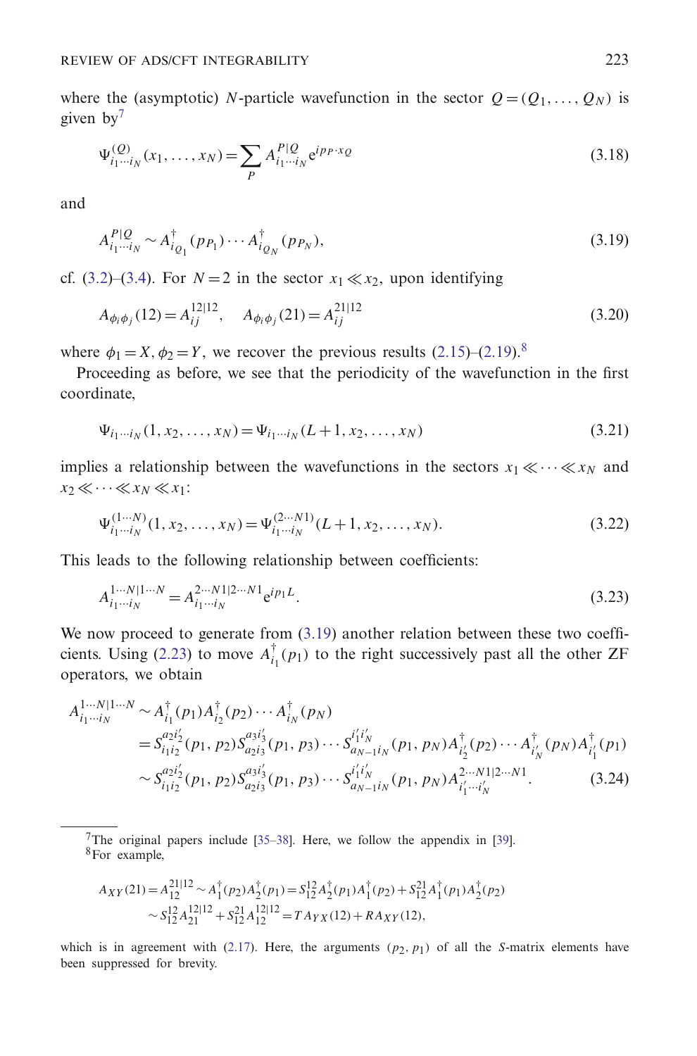where the (asymptotic) $N$-particle wavefunction in the sector $Q=(Q_1,\ldots,Q_N)$ is given by[7]

$$\Psi^{(Q)}_{i_1\cdots i_N}(x_1,\ldots,x_N)=\sum_P A^{P|Q}_{i_1\cdots i_N}\mathrm{e}^{ip_P\cdot x_Q} \tag{3.18}$$

and

$$A^{P|Q}_{i_1\cdots i_N}\sim A^\dagger_{i_{Q_1}}(p_{P_1})\cdots A^\dagger_{i_{Q_N}}(p_{P_N}), \tag{3.19}$$

cf. (3.2)–(3.4). For $N=2$ in the sector $x_1\ll x_2$, upon identifying

$$A_{\phi_i\phi_j}(12)=A^{12|12}_{ij},\quad A_{\phi_i\phi_j}(21)=A^{21|12}_{ij} \tag{3.20}$$

where $\phi_1=X,\phi_2=Y$, we recover the previous results (2.15)–(2.19).[8]

Proceeding as before, we see that the periodicity of the wavefunction in the first coordinate,

$$\Psi_{i_1\cdots i_N}(1,x_2,\ldots,x_N)=\Psi_{i_1\cdots i_N}(L+1,x_2,\ldots,x_N) \tag{3.21}$$

implies a relationship between the wavefunctions in the sectors $x_1\ll\cdots\ll x_N$ and $x_2\ll\cdots\ll x_N\ll x_1$:

$$\Psi^{(1\cdots N)}_{i_1\cdots i_N}(1,x_2,\ldots,x_N)=\Psi^{(2\cdots N1)}_{i_1\cdots i_N}(L+1,x_2,\ldots,x_N). \tag{3.22}$$

This leads to the following relationship between coefficients:

$$A^{1\cdots N|1\cdots N}_{i_1\cdots i_N}=A^{2\cdots N1|2\cdots N1}_{i_1\cdots i_N}\mathrm{e}^{ip_1L}. \tag{3.23}$$

We now proceed to generate from (3.19) another relation between these two coefficients. Using (2.23) to move $A^\dagger_{i_1}(p_1)$ to the right successively past all the other ZF operators, we obtain

$$\begin{aligned}A^{1\cdots N|1\cdots N}_{i_1\cdots i_N}&\sim A^\dagger_{i_1}(p_1)A^\dagger_{i_2}(p_2)\cdots A^\dagger_{i_N}(p_N)\\&=S^{a_2i'_2}_{i_1i_2}(p_1,p_2)S^{a_3i'_3}_{a_2i_3}(p_1,p_3)\cdots S^{i'_1i'_N}_{a_{N-1}i_N}(p_1,p_N)A^\dagger_{i'_2}(p_2)\cdots A^\dagger_{i'_N}(p_N)A^\dagger_{i'_1}(p_1)\\&\sim S^{a_2i'_2}_{i_1i_2}(p_1,p_2)S^{a_3i'_3}_{a_2i_3}(p_1,p_3)\cdots S^{i'_1i'_N}_{a_{N-1}i_N}(p_1,p_N)A^{2\cdots N1|2\cdots N1}_{i'_1\cdots i'_N}.\end{aligned} \tag{3.24}$$

---

[7] The original papers include [35–38]. Here, we follow the appendix in [39].

[8] For example,

$$\begin{aligned}A_{XY}(21)=A^{21|12}_{12}&\sim A^\dagger_1(p_2)A^\dagger_2(p_1)=S^{12}_{12}A^\dagger_2(p_1)A^\dagger_1(p_2)+S^{21}_{12}A^\dagger_1(p_1)A^\dagger_2(p_2)\\&\sim S^{12}_{12}A^{12|12}_{21}+S^{21}_{12}A^{12|12}_{12}=TA_{YX}(12)+RA_{XY}(12),\end{aligned}$$

which is in agreement with (2.17). Here, the arguments $(p_2,p_1)$ of all the $S$-matrix elements have been suppressed for brevity.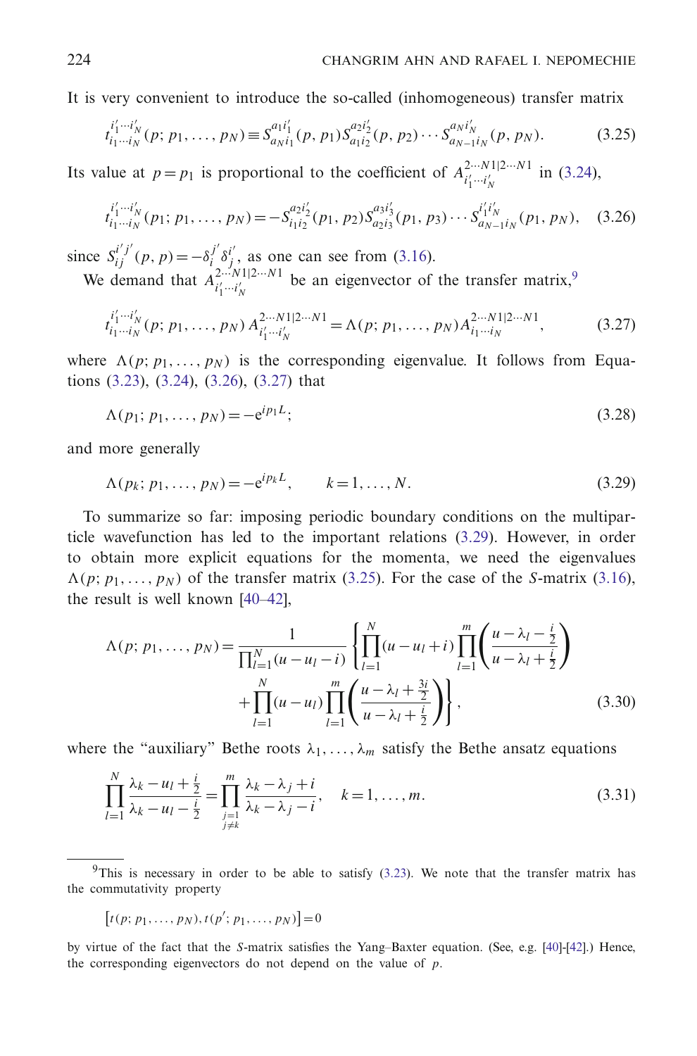It is very convenient to introduce the so-called (inhomogeneous) transfer matrix

$$t_{i_1 \cdots i_N}^{i'_1 \cdots i'_N}(p; p_1, \ldots, p_N) \equiv S_{a_N i_1}^{a_1 i'_1}(p, p_1) S_{a_1 i_2}^{a_2 i'_2}(p, p_2) \cdots S_{a_{N-1} i_N}^{a_N i'_N}(p, p_N). \tag{3.25}$$

Its value at $p = p_1$ is proportional to the coefficient of $A_{i'_1 \cdots i'_N}^{2 \cdots N1|2 \cdots N1}$ in (3.24),

$$t_{i_1 \cdots i_N}^{i'_1 \cdots i'_N}(p_1; p_1, \ldots, p_N) = -S_{i_1 i_2}^{a_2 i'_2}(p_1, p_2) S_{a_2 i_3}^{a_3 i'_3}(p_1, p_3) \cdots S_{a_{N-1} i_N}^{i'_1 i'_N}(p_1, p_N), \tag{3.26}$$

since $S_{ij}^{i' j'}(p, p) = -\delta_i^{j'} \delta_j^{i'}$, as one can see from (3.16).

We demand that $A_{i'_1 \cdots i'_N}^{2 \cdots N1|2 \cdots N1}$ be an eigenvector of the transfer matrix,[9]

$$t_{i_1 \cdots i_N}^{i'_1 \cdots i'_N}(p; p_1, \ldots, p_N) \, A_{i'_1 \cdots i'_N}^{2 \cdots N1|2 \cdots N1} = \Lambda(p; p_1, \ldots, p_N) A_{i_1 \cdots i_N}^{2 \cdots N1|2 \cdots N1}, \tag{3.27}$$

where $\Lambda(p; p_1, \ldots, p_N)$ is the corresponding eigenvalue. It follows from Equations (3.23), (3.24), (3.26), (3.27) that

$$\Lambda(p_1; p_1, \ldots, p_N) = -e^{i p_1 L}; \tag{3.28}$$

and more generally

$$\Lambda(p_k; p_1, \ldots, p_N) = -e^{i p_k L}, \qquad k = 1, \ldots, N. \tag{3.29}$$

To summarize so far: imposing periodic boundary conditions on the multiparticle wavefunction has led to the important relations (3.29). However, in order to obtain more explicit equations for the momenta, we need the eigenvalues $\Lambda(p; p_1, \ldots, p_N)$ of the transfer matrix (3.25). For the case of the $S$-matrix (3.16), the result is well known [40–42],

$$\Lambda(p; p_1, \ldots, p_N) = \frac{1}{\prod_{l=1}^{N}(u - u_l - i)} \left\{ \prod_{l=1}^{N}(u - u_l + i) \prod_{l=1}^{m} \left( \frac{u - \lambda_l - \frac{i}{2}}{u - \lambda_l + \frac{i}{2}} \right) + \prod_{l=1}^{N}(u - u_l) \prod_{l=1}^{m} \left( \frac{u - \lambda_l + \frac{3i}{2}}{u - \lambda_l + \frac{i}{2}} \right) \right\}, \tag{3.30}$$

where the "auxiliary" Bethe roots $\lambda_1, \ldots, \lambda_m$ satisfy the Bethe ansatz equations

$$\prod_{l=1}^{N} \frac{\lambda_k - u_l + \frac{i}{2}}{\lambda_k - u_l - \frac{i}{2}} = \prod_{\substack{j=1 \\ j \neq k}}^{m} \frac{\lambda_k - \lambda_j + i}{\lambda_k - \lambda_j - i}, \quad k = 1, \ldots, m. \tag{3.31}$$

---

[9] This is necessary in order to be able to satisfy (3.23). We note that the transfer matrix has the commutativity property

$$\left[ t(p; p_1, \ldots, p_N), t(p'; p_1, \ldots, p_N) \right] = 0$$

by virtue of the fact that the $S$-matrix satisfies the Yang–Baxter equation. (See, e.g. [40]-[42].) Hence, the corresponding eigenvectors do not depend on the value of $p$.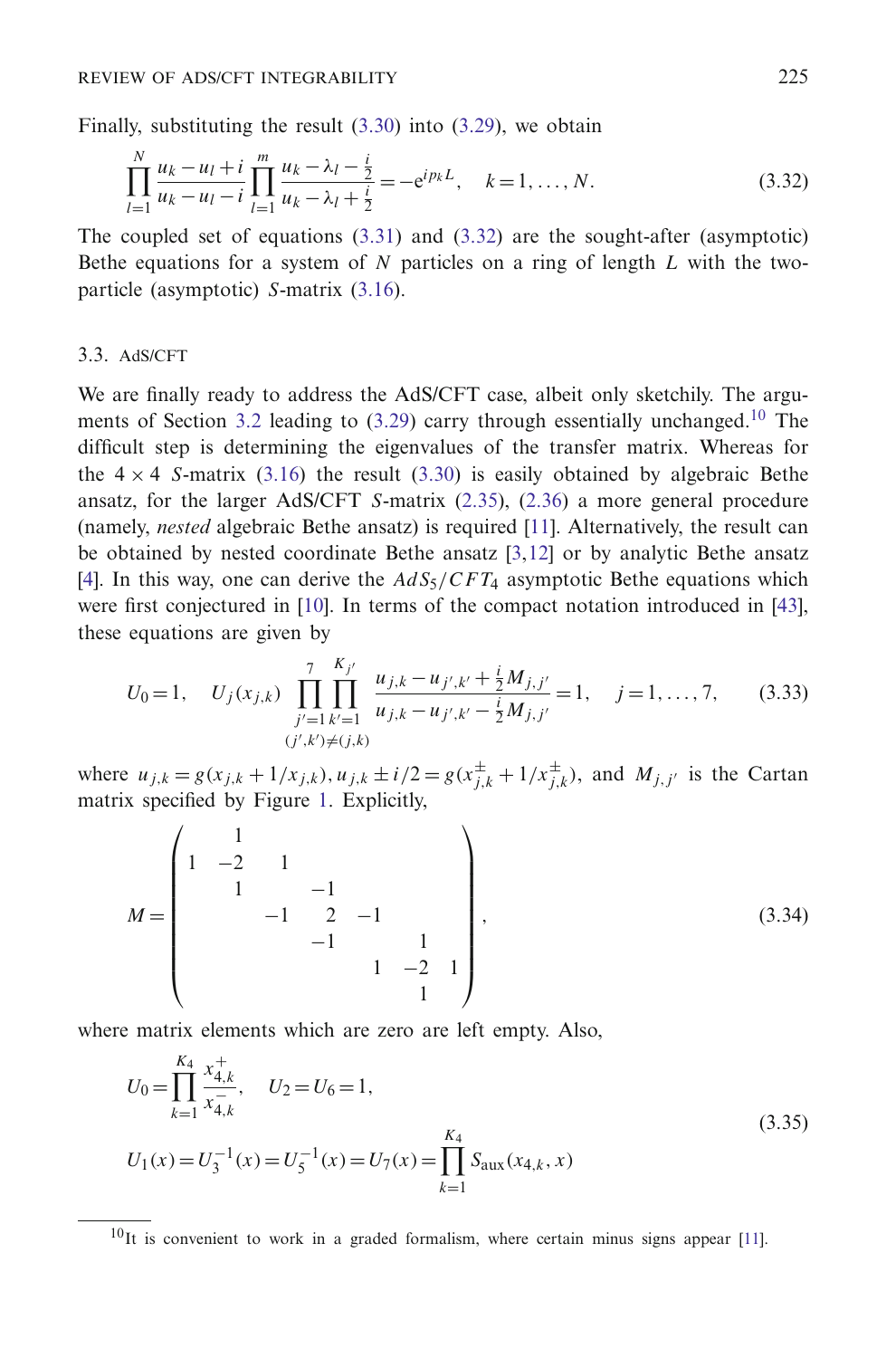Finally, substituting the result (3.30) into (3.29), we obtain

$$\prod_{l=1}^{N} \frac{u_k - u_l + i}{u_k - u_l - i} \prod_{l=1}^{m} \frac{u_k - \lambda_l - \frac{i}{2}}{u_k - \lambda_l + \frac{i}{2}} = -\mathrm{e}^{ip_k L}, \quad k = 1, \ldots, N. \tag{3.32}$$

The coupled set of equations (3.31) and (3.32) are the sought-after (asymptotic) Bethe equations for a system of $N$ particles on a ring of length $L$ with the two-particle (asymptotic) $S$-matrix (3.16).

### 3.3. AdS/CFT

We are finally ready to address the AdS/CFT case, albeit only sketchily. The arguments of Section 3.2 leading to (3.29) carry through essentially unchanged.[10] The difficult step is determining the eigenvalues of the transfer matrix. Whereas for the $4\times 4$ $S$-matrix (3.16) the result (3.30) is easily obtained by algebraic Bethe ansatz, for the larger AdS/CFT $S$-matrix (2.35), (2.36) a more general procedure (namely, *nested* algebraic Bethe ansatz) is required [11]. Alternatively, the result can be obtained by nested coordinate Bethe ansatz [3,12] or by analytic Bethe ansatz [4]. In this way, one can derive the $AdS_5/CFT_4$ asymptotic Bethe equations which were first conjectured in [10]. In terms of the compact notation introduced in [43], these equations are given by

$$U_0 = 1, \quad U_j(x_{j,k}) \prod_{\substack{j'=1 \\ (j',k')\neq(j,k)}}^{7} \prod_{k'=1}^{K_{j'}} \frac{u_{j,k} - u_{j',k'} + \frac{i}{2} M_{j,j'}}{u_{j,k} - u_{j',k'} - \frac{i}{2} M_{j,j'}} = 1, \quad j = 1, \ldots, 7, \tag{3.33}$$

where $u_{j,k} = g(x_{j,k} + 1/x_{j,k})$, $u_{j,k} \pm i/2 = g(x^{\pm}_{j,k} + 1/x^{\pm}_{j,k})$, and $M_{j,j'}$ is the Cartan matrix specified by Figure 1. Explicitly,

$$M = \begin{pmatrix} & 1 & & & & & \\ 1 & -2 & 1 & & & & \\ & 1 & & -1 & & & \\ & & -1 & 2 & -1 & & \\ & & & -1 & & 1 & \\ & & & & 1 & -2 & 1 \\ & & & & & 1 & \end{pmatrix}, \tag{3.34}$$

where matrix elements which are zero are left empty. Also,

$$\begin{aligned} U_0 &= \prod_{k=1}^{K_4} \frac{x^+_{4,k}}{x^-_{4,k}}, \quad U_2 = U_6 = 1, \\ U_1(x) &= U_3^{-1}(x) = U_5^{-1}(x) = U_7(x) = \prod_{k=1}^{K_4} S_{\mathrm{aux}}(x_{4,k}, x) \end{aligned} \tag{3.35}$$

[10] It is convenient to work in a graded formalism, where certain minus signs appear [11].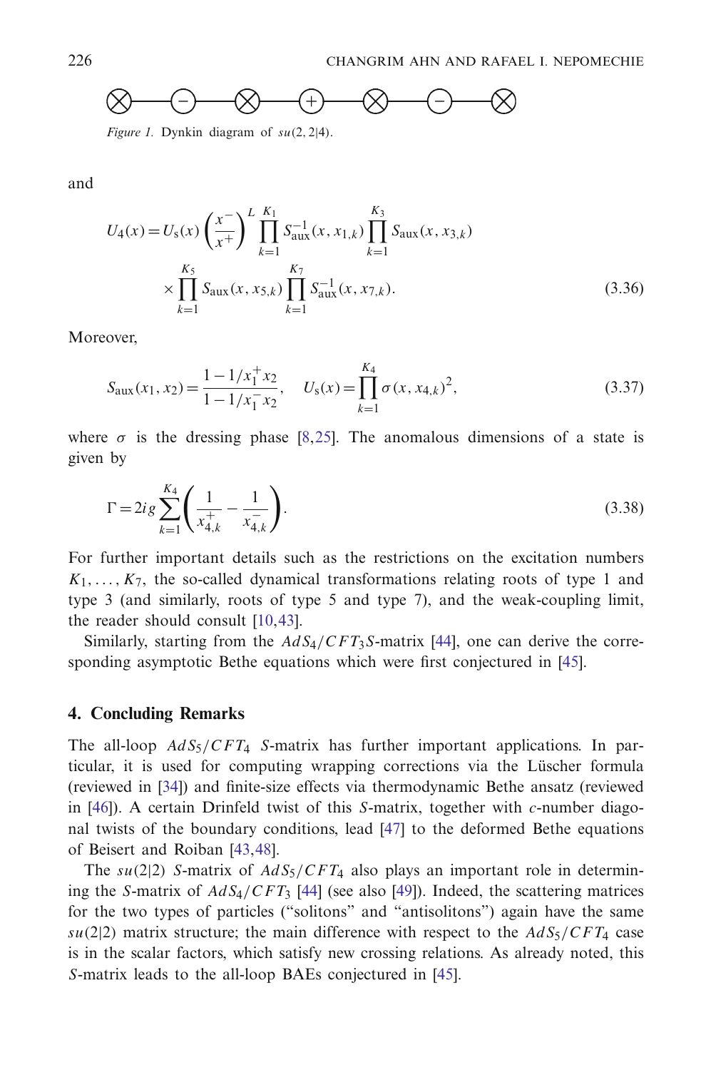Figure 1. Dynkin diagram of $su(2,2|4)$.

and

$$U_4(x) = U_s(x) \left(\frac{x^-}{x^+}\right)^L \prod_{k=1}^{K_1} S_{\rm aux}^{-1}(x, x_{1,k}) \prod_{k=1}^{K_3} S_{\rm aux}(x, x_{3,k}) \times \prod_{k=1}^{K_5} S_{\rm aux}(x, x_{5,k}) \prod_{k=1}^{K_7} S_{\rm aux}^{-1}(x, x_{7,k}). \tag{3.36}$$

Moreover,

$$S_{\rm aux}(x_1, x_2) = \frac{1 - 1/x_1^+ x_2}{1 - 1/x_1^- x_2}, \quad U_s(x) = \prod_{k=1}^{K_4} \sigma(x, x_{4,k})^2, \tag{3.37}$$

where $\sigma$ is the dressing phase [8,25]. The anomalous dimensions of a state is given by

$$\Gamma = 2ig \sum_{k=1}^{K_4} \left( \frac{1}{x_{4,k}^+} - \frac{1}{x_{4,k}^-} \right). \tag{3.38}$$

For further important details such as the restrictions on the excitation numbers $K_1, \ldots, K_7$, the so-called dynamical transformations relating roots of type 1 and type 3 (and similarly, roots of type 5 and type 7), and the weak-coupling limit, the reader should consult [10,43].

Similarly, starting from the $AdS_4/CFT_3$ $S$-matrix [44], one can derive the corresponding asymptotic Bethe equations which were first conjectured in [45].

## 4. Concluding Remarks

The all-loop $AdS_5/CFT_4$ $S$-matrix has further important applications. In particular, it is used for computing wrapping corrections via the Lüscher formula (reviewed in [34]) and finite-size effects via thermodynamic Bethe ansatz (reviewed in [46]). A certain Drinfeld twist of this $S$-matrix, together with $c$-number diagonal twists of the boundary conditions, lead [47] to the deformed Bethe equations of Beisert and Roiban [43,48].

The $su(2|2)$ $S$-matrix of $AdS_5/CFT_4$ also plays an important role in determining the $S$-matrix of $AdS_4/CFT_3$ [44] (see also [49]). Indeed, the scattering matrices for the two types of particles ("solitons" and "antisolitons") again have the same $su(2|2)$ matrix structure; the main difference with respect to the $AdS_5/CFT_4$ case is in the scalar factors, which satisfy new crossing relations. As already noted, this $S$-matrix leads to the all-loop BAEs conjectured in [45].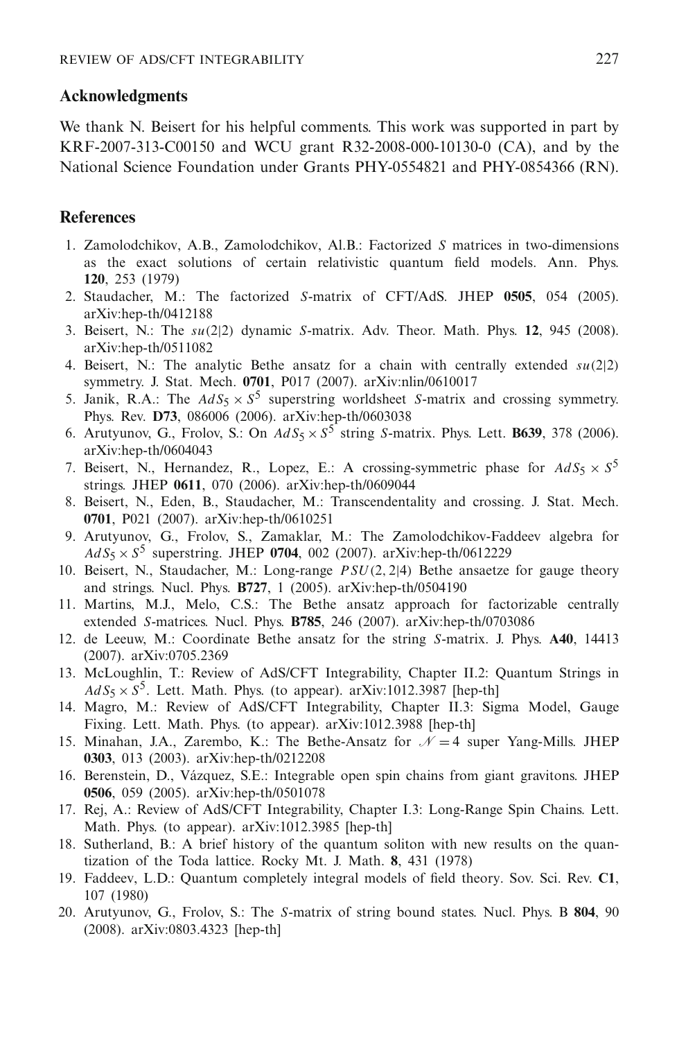## Acknowledgments

We thank N. Beisert for his helpful comments. This work was supported in part by KRF-2007-313-C00150 and WCU grant R32-2008-000-10130-0 (CA), and by the National Science Foundation under Grants PHY-0554821 and PHY-0854366 (RN).

## References

1. Zamolodchikov, A.B., Zamolodchikov, Al.B.: Factorized *S* matrices in two-dimensions as the exact solutions of certain relativistic quantum field models. Ann. Phys. **120**, 253 (1979)
2. Staudacher, M.: The factorized *S*-matrix of CFT/AdS. JHEP **0505**, 054 (2005). arXiv:hep-th/0412188
3. Beisert, N.: The $su(2|2)$ dynamic *S*-matrix. Adv. Theor. Math. Phys. **12**, 945 (2008). arXiv:hep-th/0511082
4. Beisert, N.: The analytic Bethe ansatz for a chain with centrally extended $su(2|2)$ symmetry. J. Stat. Mech. **0701**, P017 (2007). arXiv:nlin/0610017
5. Janik, R.A.: The $AdS_5 \times S^5$ superstring worldsheet *S*-matrix and crossing symmetry. Phys. Rev. **D73**, 086006 (2006). arXiv:hep-th/0603038
6. Arutyunov, G., Frolov, S.: On $AdS_5 \times S^5$ string *S*-matrix. Phys. Lett. **B639**, 378 (2006). arXiv:hep-th/0604043
7. Beisert, N., Hernandez, R., Lopez, E.: A crossing-symmetric phase for $AdS_5 \times S^5$ strings. JHEP **0611**, 070 (2006). arXiv:hep-th/0609044
8. Beisert, N., Eden, B., Staudacher, M.: Transcendentality and crossing. J. Stat. Mech. **0701**, P021 (2007). arXiv:hep-th/0610251
9. Arutyunov, G., Frolov, S., Zamaklar, M.: The Zamolodchikov-Faddeev algebra for $AdS_5 \times S^5$ superstring. JHEP **0704**, 002 (2007). arXiv:hep-th/0612229
10. Beisert, N., Staudacher, M.: Long-range $PSU(2,2|4)$ Bethe ansaetze for gauge theory and strings. Nucl. Phys. **B727**, 1 (2005). arXiv:hep-th/0504190
11. Martins, M.J., Melo, C.S.: The Bethe ansatz approach for factorizable centrally extended *S*-matrices. Nucl. Phys. **B785**, 246 (2007). arXiv:hep-th/0703086
12. de Leeuw, M.: Coordinate Bethe ansatz for the string *S*-matrix. J. Phys. **A40**, 14413 (2007). arXiv:0705.2369
13. McLoughlin, T.: Review of AdS/CFT Integrability, Chapter II.2: Quantum Strings in $AdS_5 \times S^5$. Lett. Math. Phys. (to appear). arXiv:1012.3987 [hep-th]
14. Magro, M.: Review of AdS/CFT Integrability, Chapter II.3: Sigma Model, Gauge Fixing. Lett. Math. Phys. (to appear). arXiv:1012.3988 [hep-th]
15. Minahan, J.A., Zarembo, K.: The Bethe-Ansatz for $\mathcal{N} = 4$ super Yang-Mills. JHEP **0303**, 013 (2003). arXiv:hep-th/0212208
16. Berenstein, D., Vázquez, S.E.: Integrable open spin chains from giant gravitons. JHEP **0506**, 059 (2005). arXiv:hep-th/0501078
17. Rej, A.: Review of AdS/CFT Integrability, Chapter I.3: Long-Range Spin Chains. Lett. Math. Phys. (to appear). arXiv:1012.3985 [hep-th]
18. Sutherland, B.: A brief history of the quantum soliton with new results on the quantization of the Toda lattice. Rocky Mt. J. Math. **8**, 431 (1978)
19. Faddeev, L.D.: Quantum completely integral models of field theory. Sov. Sci. Rev. **C1**, 107 (1980)
20. Arutyunov, G., Frolov, S.: The *S*-matrix of string bound states. Nucl. Phys. B **804**, 90 (2008). arXiv:0803.4323 [hep-th]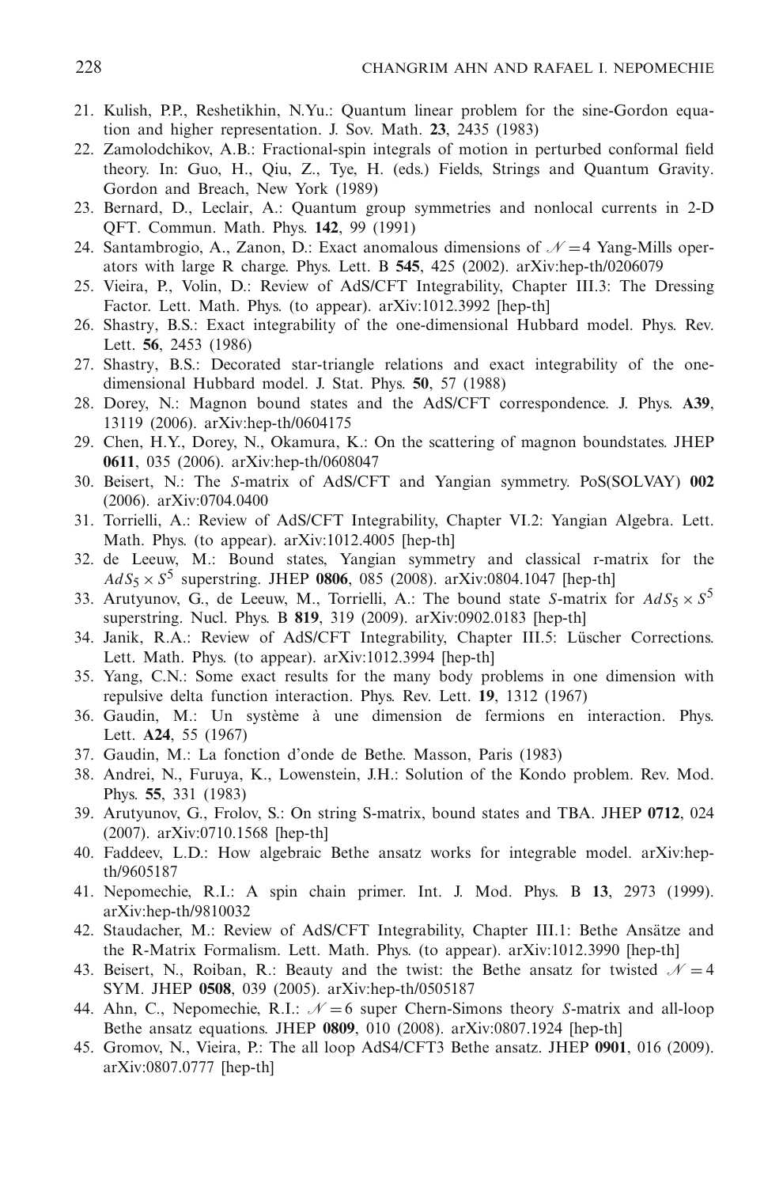21. Kulish, P.P., Reshetikhin, N.Yu.: Quantum linear problem for the sine-Gordon equation and higher representation. J. Sov. Math. **23**, 2435 (1983)
22. Zamolodchikov, A.B.: Fractional-spin integrals of motion in perturbed conformal field theory. In: Guo, H., Qiu, Z., Tye, H. (eds.) Fields, Strings and Quantum Gravity. Gordon and Breach, New York (1989)
23. Bernard, D., Leclair, A.: Quantum group symmetries and nonlocal currents in 2-D QFT. Commun. Math. Phys. **142**, 99 (1991)
24. Santambrogio, A., Zanon, D.: Exact anomalous dimensions of $\mathcal{N} = 4$ Yang-Mills operators with large R charge. Phys. Lett. B **545**, 425 (2002). arXiv:hep-th/0206079
25. Vieira, P., Volin, D.: Review of AdS/CFT Integrability, Chapter III.3: The Dressing Factor. Lett. Math. Phys. (to appear). arXiv:1012.3992 [hep-th]
26. Shastry, B.S.: Exact integrability of the one-dimensional Hubbard model. Phys. Rev. Lett. **56**, 2453 (1986)
27. Shastry, B.S.: Decorated star-triangle relations and exact integrability of the one-dimensional Hubbard model. J. Stat. Phys. **50**, 57 (1988)
28. Dorey, N.: Magnon bound states and the AdS/CFT correspondence. J. Phys. **A39**, 13119 (2006). arXiv:hep-th/0604175
29. Chen, H.Y., Dorey, N., Okamura, K.: On the scattering of magnon boundstates. JHEP **0611**, 035 (2006). arXiv:hep-th/0608047
30. Beisert, N.: The *S*-matrix of AdS/CFT and Yangian symmetry. PoS(SOLVAY) **002** (2006). arXiv:0704.0400
31. Torrielli, A.: Review of AdS/CFT Integrability, Chapter VI.2: Yangian Algebra. Lett. Math. Phys. (to appear). arXiv:1012.4005 [hep-th]
32. de Leeuw, M.: Bound states, Yangian symmetry and classical r-matrix for the $AdS_5 \times S^5$ superstring. JHEP **0806**, 085 (2008). arXiv:0804.1047 [hep-th]
33. Arutyunov, G., de Leeuw, M., Torrielli, A.: The bound state *S*-matrix for $AdS_5 \times S^5$ superstring. Nucl. Phys. B **819**, 319 (2009). arXiv:0902.0183 [hep-th]
34. Janik, R.A.: Review of AdS/CFT Integrability, Chapter III.5: Lüscher Corrections. Lett. Math. Phys. (to appear). arXiv:1012.3994 [hep-th]
35. Yang, C.N.: Some exact results for the many body problems in one dimension with repulsive delta function interaction. Phys. Rev. Lett. **19**, 1312 (1967)
36. Gaudin, M.: Un système à une dimension de fermions en interaction. Phys. Lett. **A24**, 55 (1967)
37. Gaudin, M.: La fonction d'onde de Bethe. Masson, Paris (1983)
38. Andrei, N., Furuya, K., Lowenstein, J.H.: Solution of the Kondo problem. Rev. Mod. Phys. **55**, 331 (1983)
39. Arutyunov, G., Frolov, S.: On string S-matrix, bound states and TBA. JHEP **0712**, 024 (2007). arXiv:0710.1568 [hep-th]
40. Faddeev, L.D.: How algebraic Bethe ansatz works for integrable model. arXiv:hep-th/9605187
41. Nepomechie, R.I.: A spin chain primer. Int. J. Mod. Phys. B **13**, 2973 (1999). arXiv:hep-th/9810032
42. Staudacher, M.: Review of AdS/CFT Integrability, Chapter III.1: Bethe Ansätze and the R-Matrix Formalism. Lett. Math. Phys. (to appear). arXiv:1012.3990 [hep-th]
43. Beisert, N., Roiban, R.: Beauty and the twist: the Bethe ansatz for twisted $\mathcal{N} = 4$ SYM. JHEP **0508**, 039 (2005). arXiv:hep-th/0505187
44. Ahn, C., Nepomechie, R.I.: $\mathcal{N} = 6$ super Chern-Simons theory *S*-matrix and all-loop Bethe ansatz equations. JHEP **0809**, 010 (2008). arXiv:0807.1924 [hep-th]
45. Gromov, N., Vieira, P.: The all loop AdS4/CFT3 Bethe ansatz. JHEP **0901**, 016 (2009). arXiv:0807.0777 [hep-th]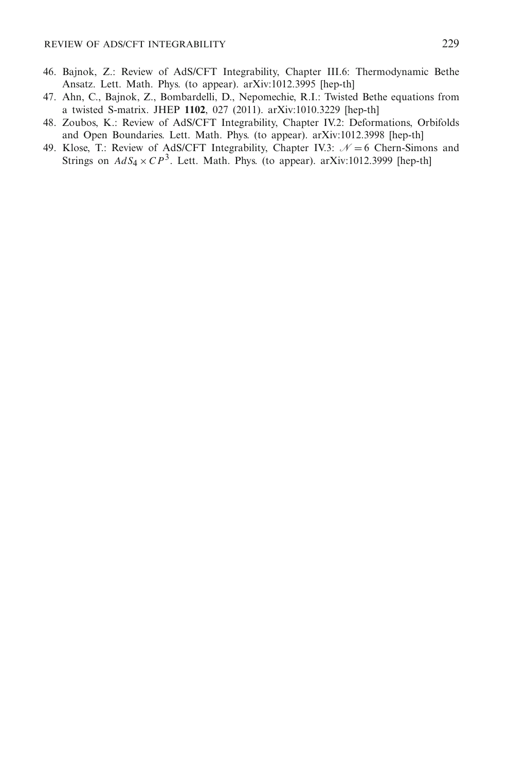46. Bajnok, Z.: Review of AdS/CFT Integrability, Chapter III.6: Thermodynamic Bethe Ansatz. Lett. Math. Phys. (to appear). arXiv:1012.3995 [hep-th]
47. Ahn, C., Bajnok, Z., Bombardelli, D., Nepomechie, R.I.: Twisted Bethe equations from a twisted S-matrix. JHEP **1102**, 027 (2011). arXiv:1010.3229 [hep-th]
48. Zoubos, K.: Review of AdS/CFT Integrability, Chapter IV.2: Deformations, Orbifolds and Open Boundaries. Lett. Math. Phys. (to appear). arXiv:1012.3998 [hep-th]
49. Klose, T.: Review of AdS/CFT Integrability, Chapter IV.3: $\mathcal{N}=6$ Chern-Simons and Strings on $AdS_4 \times CP^3$. Lett. Math. Phys. (to appear). arXiv:1012.3999 [hep-th]